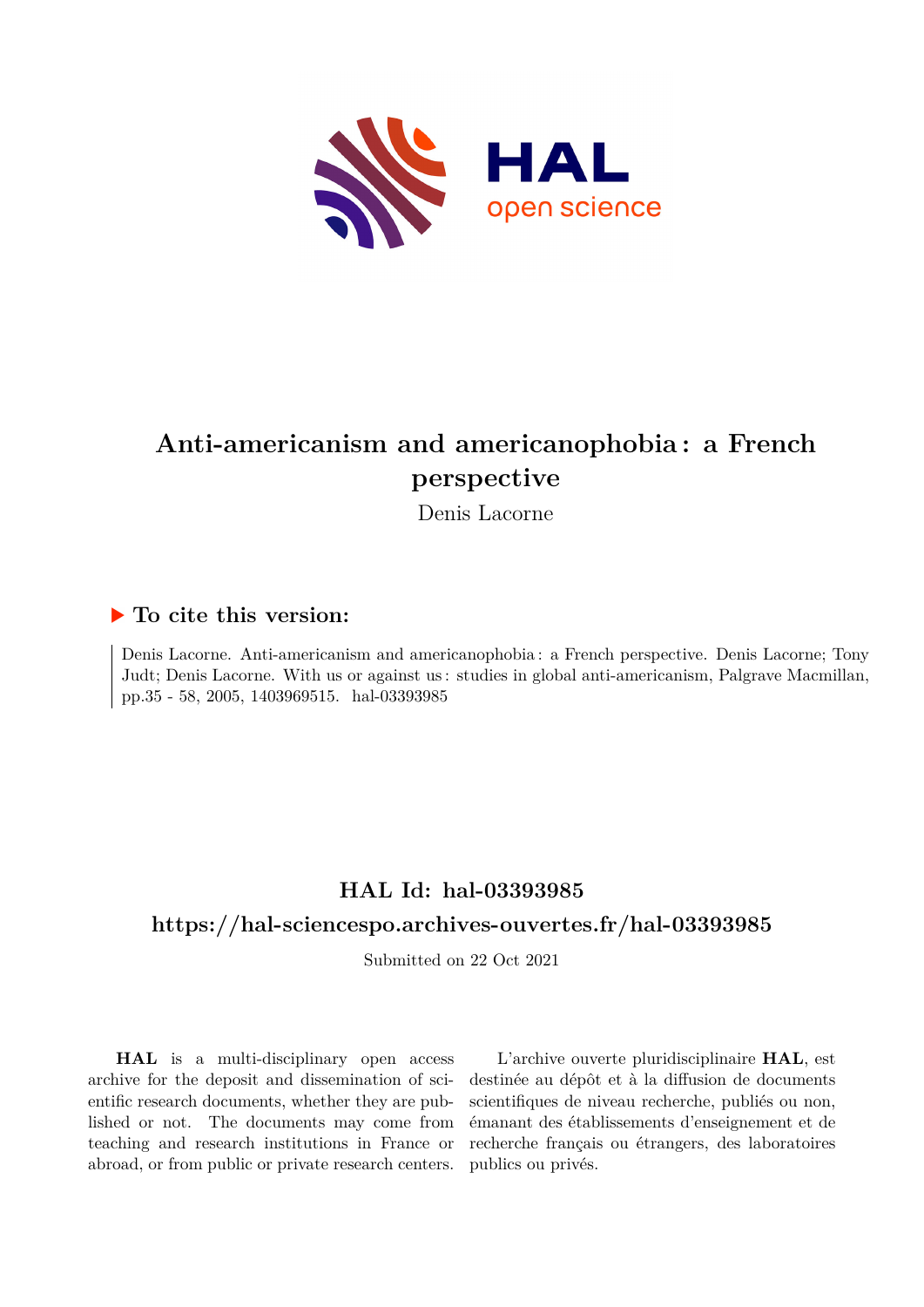# Anti-americanism and americanophobia : a French perspective

Denis Lacorne

## ▶ To cite this version:

Denis Lacorne. Anti-americanism and americanophobia : a French perspective. Denis Lacorne; Tony Judt; Denis Lacorne. With us or against us : studies in global anti-americanism, Palgrave Macmillan, pp.35 - 58, 2005, 1403969515. hal-03393985

## HAL Id: hal-03393985

## https://hal-sciencespo.archives-ouvertes.fr/hal-03393985

Submitted on 22 Oct 2021

**HAL** is a multi-disciplinary open access archive for the deposit and dissemination of scientific research documents, whether they are published or not. The documents may come from teaching and research institutions in France or abroad, or from public or private research centers.

L'archive ouverte pluridisciplinaire **HAL**, est destinée au dépôt et à la diffusion de documents scientifiques de niveau recherche, publiés ou non, émanant des établissements d'enseignement et de recherche français ou étrangers, des laboratoires publics ou privés.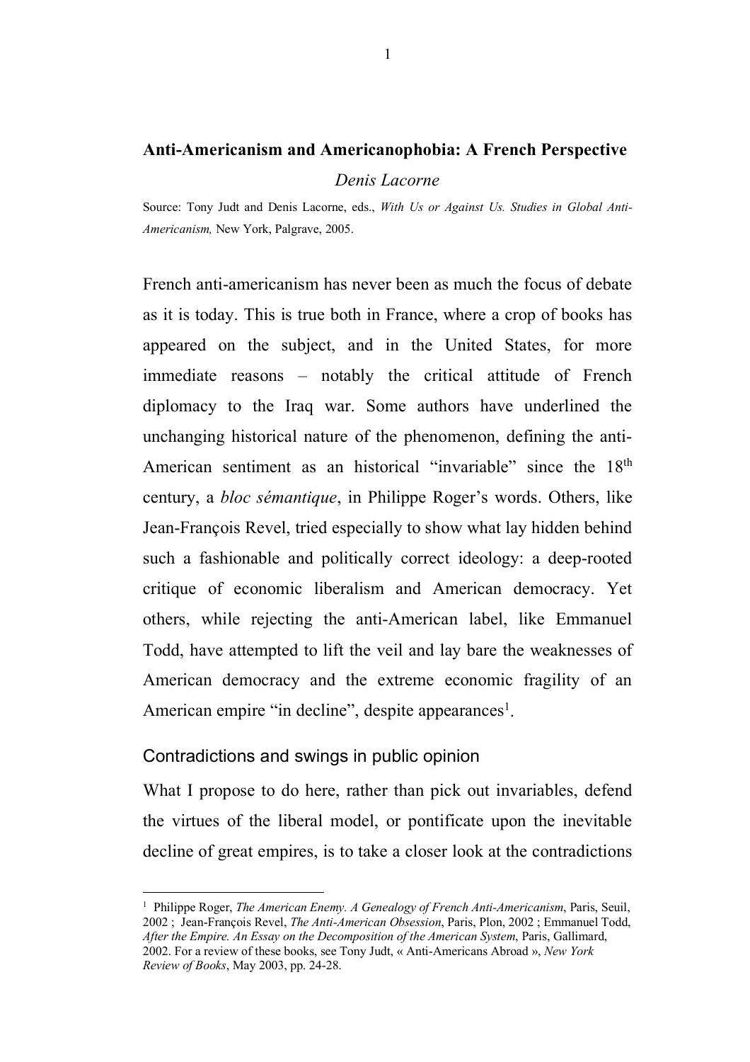**Anti-Americanism and Americanophobia: A French Perspective**

*Denis Lacorne*

Source: Tony Judt and Denis Lacorne, eds., *With Us or Against Us. Studies in Global Anti-Americanism,* New York, Palgrave, 2005.

French anti-americanism has never been as much the focus of debate as it is today. This is true both in France, where a crop of books has appeared on the subject, and in the United States, for more immediate reasons – notably the critical attitude of French diplomacy to the Iraq war. Some authors have underlined the unchanging historical nature of the phenomenon, defining the anti-American sentiment as an historical "invariable" since the 18th century, a *bloc sémantique*, in Philippe Roger's words. Others, like Jean-François Revel, tried especially to show what lay hidden behind such a fashionable and politically correct ideology: a deep-rooted critique of economic liberalism and American democracy. Yet others, while rejecting the anti-American label, like Emmanuel Todd, have attempted to lift the veil and lay bare the weaknesses of American democracy and the extreme economic fragility of an American empire "in decline", despite appearances[1].

## Contradictions and swings in public opinion

What I propose to do here, rather than pick out invariables, defend the virtues of the liberal model, or pontificate upon the inevitable decline of great empires, is to take a closer look at the contradictions

[1] Philippe Roger, *The American Enemy. A Genealogy of French Anti-Americanism*, Paris, Seuil, 2002 ; Jean-François Revel, *The Anti-American Obsession*, Paris, Plon, 2002 ; Emmanuel Todd, *After the Empire. An Essay on the Decomposition of the American System*, Paris, Gallimard, 2002. For a review of these books, see Tony Judt, « Anti-Americans Abroad », *New York Review of Books*, May 2003, pp. 24-28.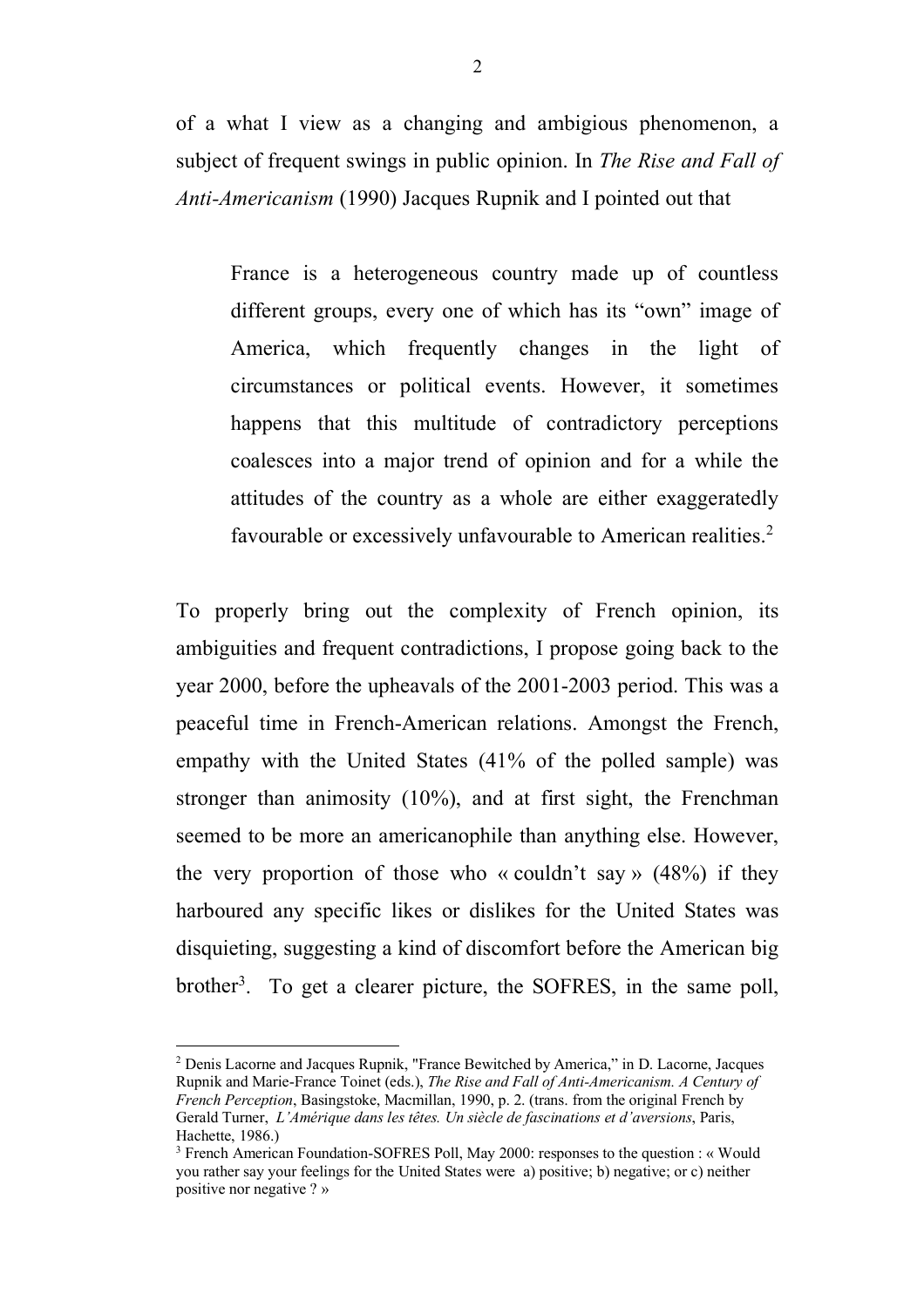of a what I view as a changing and ambigious phenomenon, a subject of frequent swings in public opinion. In *The Rise and Fall of Anti-Americanism* (1990) Jacques Rupnik and I pointed out that

> France is a heterogeneous country made up of countless different groups, every one of which has its "own" image of America, which frequently changes in the light of circumstances or political events. However, it sometimes happens that this multitude of contradictory perceptions coalesces into a major trend of opinion and for a while the attitudes of the country as a whole are either exaggeratedly favourable or excessively unfavourable to American realities.[2]

To properly bring out the complexity of French opinion, its ambiguities and frequent contradictions, I propose going back to the year 2000, before the upheavals of the 2001-2003 period. This was a peaceful time in French-American relations. Amongst the French, empathy with the United States (41% of the polled sample) was stronger than animosity (10%), and at first sight, the Frenchman seemed to be more an americanophile than anything else. However, the very proportion of those who « couldn't say » (48%) if they harboured any specific likes or dislikes for the United States was disquieting, suggesting a kind of discomfort before the American big brother[3]. To get a clearer picture, the SOFRES, in the same poll,

---

[2] Denis Lacorne and Jacques Rupnik, "France Bewitched by America," in D. Lacorne, Jacques Rupnik and Marie-France Toinet (eds.), *The Rise and Fall of Anti-Americanism. A Century of French Perception*, Basingstoke, Macmillan, 1990, p. 2. (trans. from the original French by Gerald Turner, *L'Amérique dans les têtes. Un siècle de fascinations et d'aversions*, Paris, Hachette, 1986.)

[3] French American Foundation-SOFRES Poll, May 2000: responses to the question : « Would you rather say your feelings for the United States were a) positive; b) negative; or c) neither positive nor negative ? »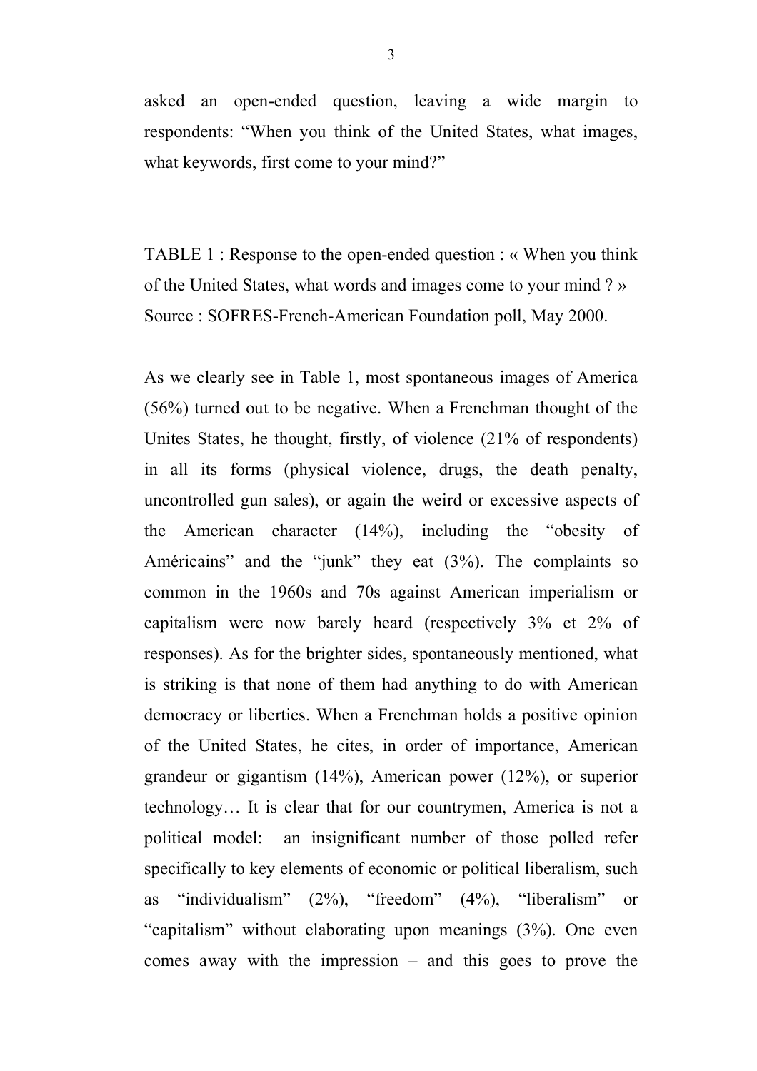asked an open-ended question, leaving a wide margin to respondents: "When you think of the United States, what images, what keywords, first come to your mind?"

TABLE 1 : Response to the open-ended question : « When you think of the United States, what words and images come to your mind ? » Source : SOFRES-French-American Foundation poll, May 2000.

As we clearly see in Table 1, most spontaneous images of America (56%) turned out to be negative. When a Frenchman thought of the Unites States, he thought, firstly, of violence (21% of respondents) in all its forms (physical violence, drugs, the death penalty, uncontrolled gun sales), or again the weird or excessive aspects of the American character (14%), including the "obesity of Américains" and the "junk" they eat (3%). The complaints so common in the 1960s and 70s against American imperialism or capitalism were now barely heard (respectively 3% et 2% of responses). As for the brighter sides, spontaneously mentioned, what is striking is that none of them had anything to do with American democracy or liberties. When a Frenchman holds a positive opinion of the United States, he cites, in order of importance, American grandeur or gigantism (14%), American power (12%), or superior technology… It is clear that for our countrymen, America is not a political model: an insignificant number of those polled refer specifically to key elements of economic or political liberalism, such as "individualism" (2%), "freedom" (4%), "liberalism" or "capitalism" without elaborating upon meanings (3%). One even comes away with the impression – and this goes to prove the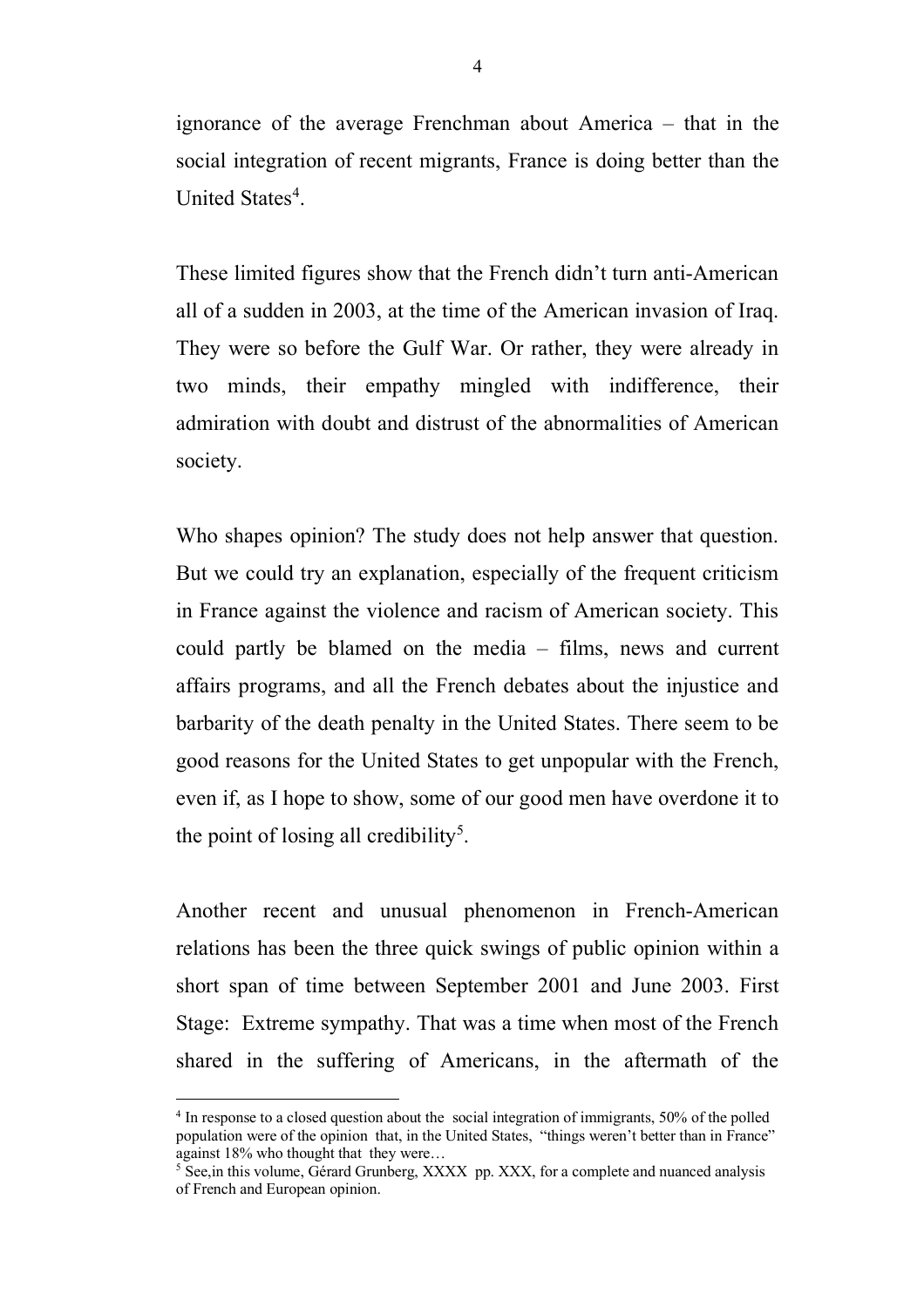ignorance of the average Frenchman about America – that in the social integration of recent migrants, France is doing better than the United States[4].

These limited figures show that the French didn't turn anti-American all of a sudden in 2003, at the time of the American invasion of Iraq. They were so before the Gulf War. Or rather, they were already in two minds, their empathy mingled with indifference, their admiration with doubt and distrust of the abnormalities of American society.

Who shapes opinion? The study does not help answer that question. But we could try an explanation, especially of the frequent criticism in France against the violence and racism of American society. This could partly be blamed on the media – films, news and current affairs programs, and all the French debates about the injustice and barbarity of the death penalty in the United States. There seem to be good reasons for the United States to get unpopular with the French, even if, as I hope to show, some of our good men have overdone it to the point of losing all credibility[5].

Another recent and unusual phenomenon in French-American relations has been the three quick swings of public opinion within a short span of time between September 2001 and June 2003. First Stage: Extreme sympathy. That was a time when most of the French shared in the suffering of Americans, in the aftermath of the

---

[4] In response to a closed question about the social integration of immigrants, 50% of the polled population were of the opinion that, in the United States, "things weren't better than in France" against 18% who thought that they were…

[5] See,in this volume, Gérard Grunberg, XXXX pp. XXX, for a complete and nuanced analysis of French and European opinion.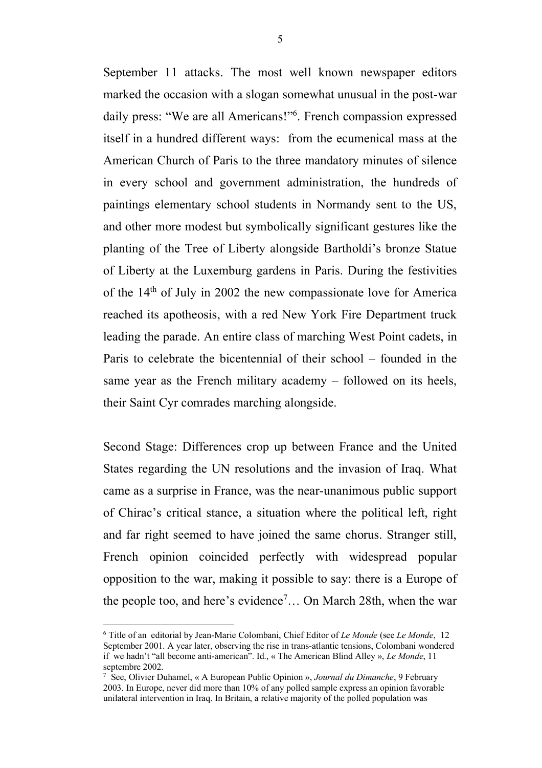September 11 attacks. The most well known newspaper editors marked the occasion with a slogan somewhat unusual in the post-war daily press: "We are all Americans!"[6]. French compassion expressed itself in a hundred different ways: from the ecumenical mass at the American Church of Paris to the three mandatory minutes of silence in every school and government administration, the hundreds of paintings elementary school students in Normandy sent to the US, and other more modest but symbolically significant gestures like the planting of the Tree of Liberty alongside Bartholdi's bronze Statue of Liberty at the Luxemburg gardens in Paris. During the festivities of the 14th of July in 2002 the new compassionate love for America reached its apotheosis, with a red New York Fire Department truck leading the parade. An entire class of marching West Point cadets, in Paris to celebrate the bicentennial of their school – founded in the same year as the French military academy – followed on its heels, their Saint Cyr comrades marching alongside.

Second Stage: Differences crop up between France and the United States regarding the UN resolutions and the invasion of Iraq. What came as a surprise in France, was the near-unanimous public support of Chirac's critical stance, a situation where the political left, right and far right seemed to have joined the same chorus. Stranger still, French opinion coincided perfectly with widespread popular opposition to the war, making it possible to say: there is a Europe of the people too, and here's evidence[7]… On March 28th, when the war

---

[6] Title of an editorial by Jean-Marie Colombani, Chief Editor of *Le Monde* (see *Le Monde*, 12 September 2001. A year later, observing the rise in trans-atlantic tensions, Colombani wondered if we hadn't "all become anti-american". Id., « The American Blind Alley », *Le Monde*, 11 septembre 2002.

[7] See, Olivier Duhamel, « A European Public Opinion », *Journal du Dimanche*, 9 February 2003. In Europe, never did more than 10% of any polled sample express an opinion favorable unilateral intervention in Iraq. In Britain, a relative majority of the polled population was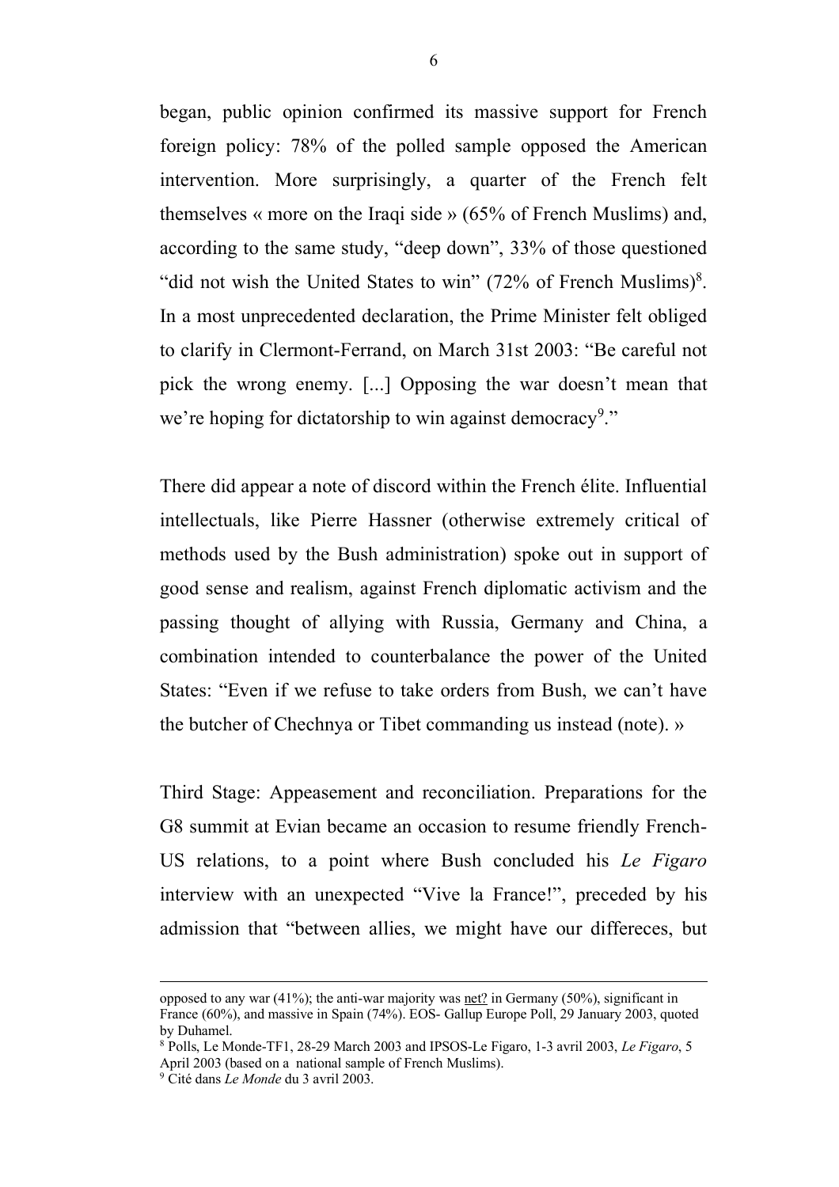began, public opinion confirmed its massive support for French foreign policy: 78% of the polled sample opposed the American intervention. More surprisingly, a quarter of the French felt themselves « more on the Iraqi side » (65% of French Muslims) and, according to the same study, "deep down", 33% of those questioned "did not wish the United States to win" (72% of French Muslims)[8]. In a most unprecedented declaration, the Prime Minister felt obliged to clarify in Clermont-Ferrand, on March 31st 2003: "Be careful not pick the wrong enemy. [...] Opposing the war doesn't mean that we're hoping for dictatorship to win against democracy[9]."

There did appear a note of discord within the French élite. Influential intellectuals, like Pierre Hassner (otherwise extremely critical of methods used by the Bush administration) spoke out in support of good sense and realism, against French diplomatic activism and the passing thought of allying with Russia, Germany and China, a combination intended to counterbalance the power of the United States: "Even if we refuse to take orders from Bush, we can't have the butcher of Chechnya or Tibet commanding us instead (note). »

Third Stage: Appeasement and reconciliation. Preparations for the G8 summit at Evian became an occasion to resume friendly French-US relations, to a point where Bush concluded his *Le Figaro* interview with an unexpected "Vive la France!", preceded by his admission that "between allies, we might have our differeces, but

---

opposed to any war (41%); the anti-war majority was <u>net?</u> in Germany (50%), significant in France (60%), and massive in Spain (74%). EOS- Gallup Europe Poll, 29 January 2003, quoted by Duhamel.

[8] Polls, Le Monde-TF1, 28-29 March 2003 and IPSOS-Le Figaro, 1-3 avril 2003, *Le Figaro*, 5 April 2003 (based on a national sample of French Muslims).

[9] Cité dans *Le Monde* du 3 avril 2003.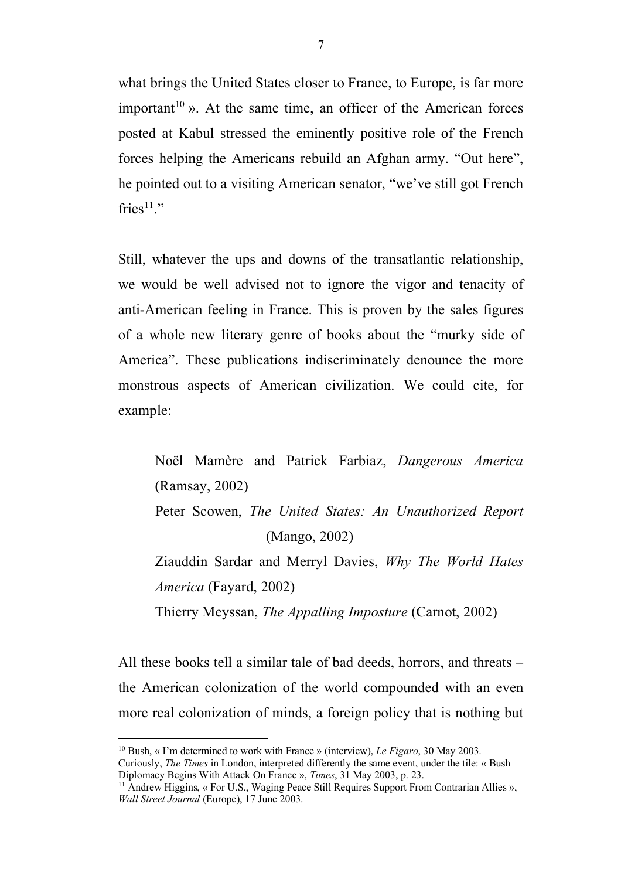what brings the United States closer to France, to Europe, is far more important[10] ». At the same time, an officer of the American forces posted at Kabul stressed the eminently positive role of the French forces helping the Americans rebuild an Afghan army. "Out here", he pointed out to a visiting American senator, "we've still got French fries[11]."

Still, whatever the ups and downs of the transatlantic relationship, we would be well advised not to ignore the vigor and tenacity of anti-American feeling in France. This is proven by the sales figures of a whole new literary genre of books about the "murky side of America". These publications indiscriminately denounce the more monstrous aspects of American civilization. We could cite, for example:

> Noël Mamère and Patrick Farbiaz, *Dangerous America* (Ramsay, 2002)
>
> Peter Scowen, *The United States: An Unauthorized Report* (Mango, 2002)
>
> Ziauddin Sardar and Merryl Davies, *Why The World Hates America* (Fayard, 2002)
>
> Thierry Meyssan, *The Appalling Imposture* (Carnot, 2002)

All these books tell a similar tale of bad deeds, horrors, and threats – the American colonization of the world compounded with an even more real colonization of minds, a foreign policy that is nothing but

---

[10] Bush, « I'm determined to work with France » (interview), *Le Figaro*, 30 May 2003. Curiously, *The Times* in London, interpreted differently the same event, under the tile: « Bush Diplomacy Begins With Attack On France », *Times*, 31 May 2003, p. 23.

[11] Andrew Higgins, « For U.S., Waging Peace Still Requires Support From Contrarian Allies », *Wall Street Journal* (Europe), 17 June 2003.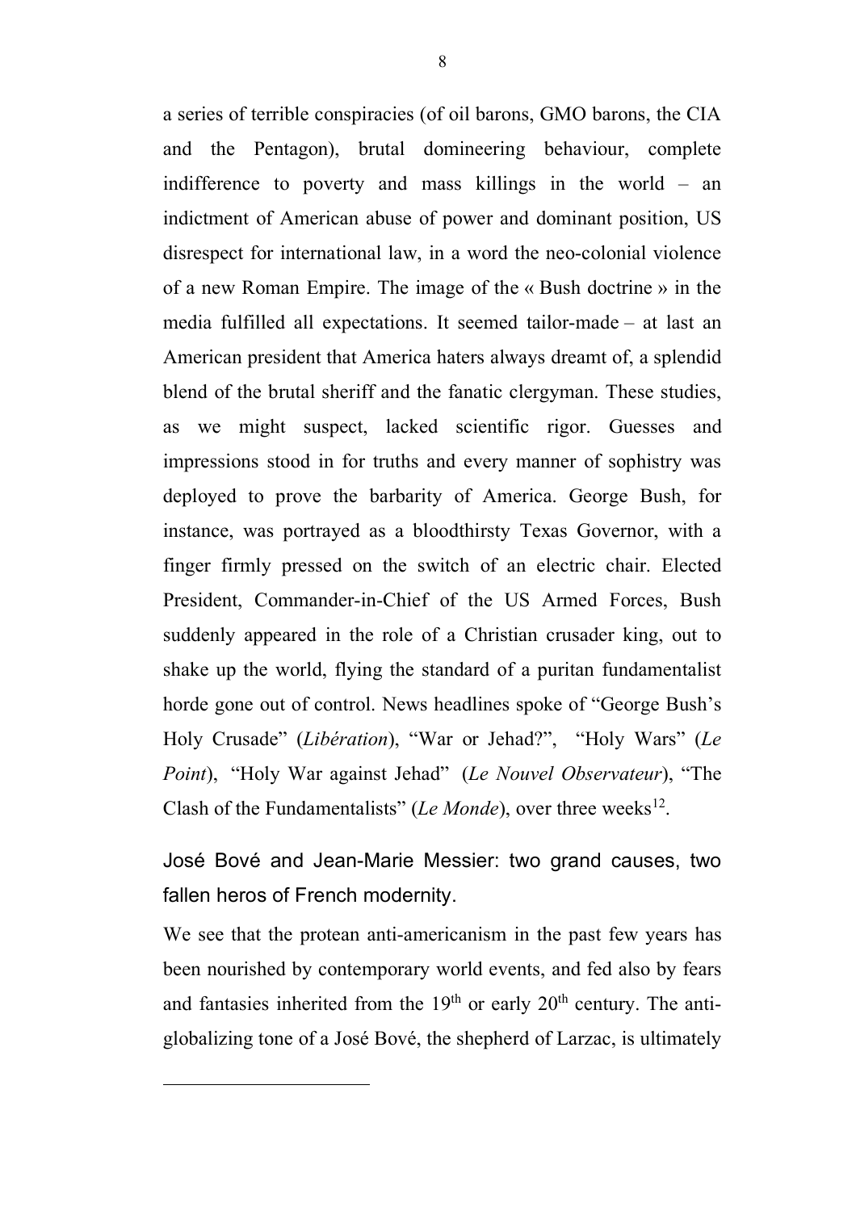a series of terrible conspiracies (of oil barons, GMO barons, the CIA and the Pentagon), brutal domineering behaviour, complete indifference to poverty and mass killings in the world – an indictment of American abuse of power and dominant position, US disrespect for international law, in a word the neo-colonial violence of a new Roman Empire. The image of the « Bush doctrine » in the media fulfilled all expectations. It seemed tailor-made – at last an American president that America haters always dreamt of, a splendid blend of the brutal sheriff and the fanatic clergyman. These studies, as we might suspect, lacked scientific rigor. Guesses and impressions stood in for truths and every manner of sophistry was deployed to prove the barbarity of America. George Bush, for instance, was portrayed as a bloodthirsty Texas Governor, with a finger firmly pressed on the switch of an electric chair. Elected President, Commander-in-Chief of the US Armed Forces, Bush suddenly appeared in the role of a Christian crusader king, out to shake up the world, flying the standard of a puritan fundamentalist horde gone out of control. News headlines spoke of "George Bush's Holy Crusade" (*Libération*), "War or Jehad?", "Holy Wars" (*Le Point*), "Holy War against Jehad" (*Le Nouvel Observateur*), "The Clash of the Fundamentalists" (*Le Monde*), over three weeks[12].

## José Bové and Jean-Marie Messier: two grand causes, two fallen heros of French modernity.

We see that the protean anti-americanism in the past few years has been nourished by contemporary world events, and fed also by fears and fantasies inherited from the 19th or early 20th century. The anti-globalizing tone of a José Bové, the shepherd of Larzac, is ultimately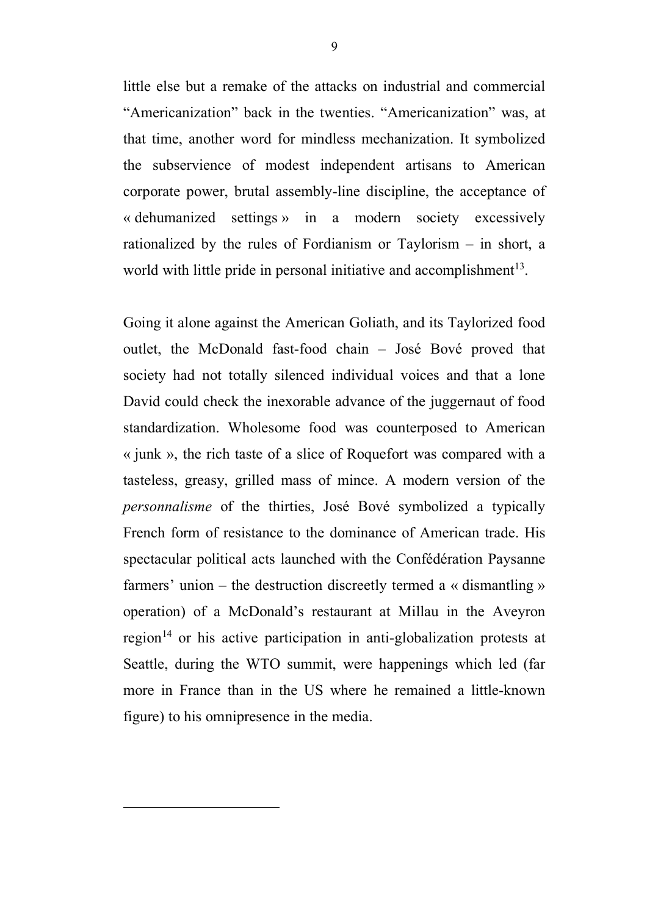little else but a remake of the attacks on industrial and commercial "Americanization" back in the twenties. "Americanization" was, at that time, another word for mindless mechanization. It symbolized the subservience of modest independent artisans to American corporate power, brutal assembly-line discipline, the acceptance of « dehumanized settings » in a modern society excessively rationalized by the rules of Fordianism or Taylorism – in short, a world with little pride in personal initiative and accomplishment[13].

Going it alone against the American Goliath, and its Taylorized food outlet, the McDonald fast-food chain – José Bové proved that society had not totally silenced individual voices and that a lone David could check the inexorable advance of the juggernaut of food standardization. Wholesome food was counterposed to American « junk », the rich taste of a slice of Roquefort was compared with a tasteless, greasy, grilled mass of mince. A modern version of the *personnalisme* of the thirties, José Bové symbolized a typically French form of resistance to the dominance of American trade. His spectacular political acts launched with the Confédération Paysanne farmers' union – the destruction discreetly termed a « dismantling » operation) of a McDonald's restaurant at Millau in the Aveyron region[14] or his active participation in anti-globalization protests at Seattle, during the WTO summit, were happenings which led (far more in France than in the US where he remained a little-known figure) to his omnipresence in the media.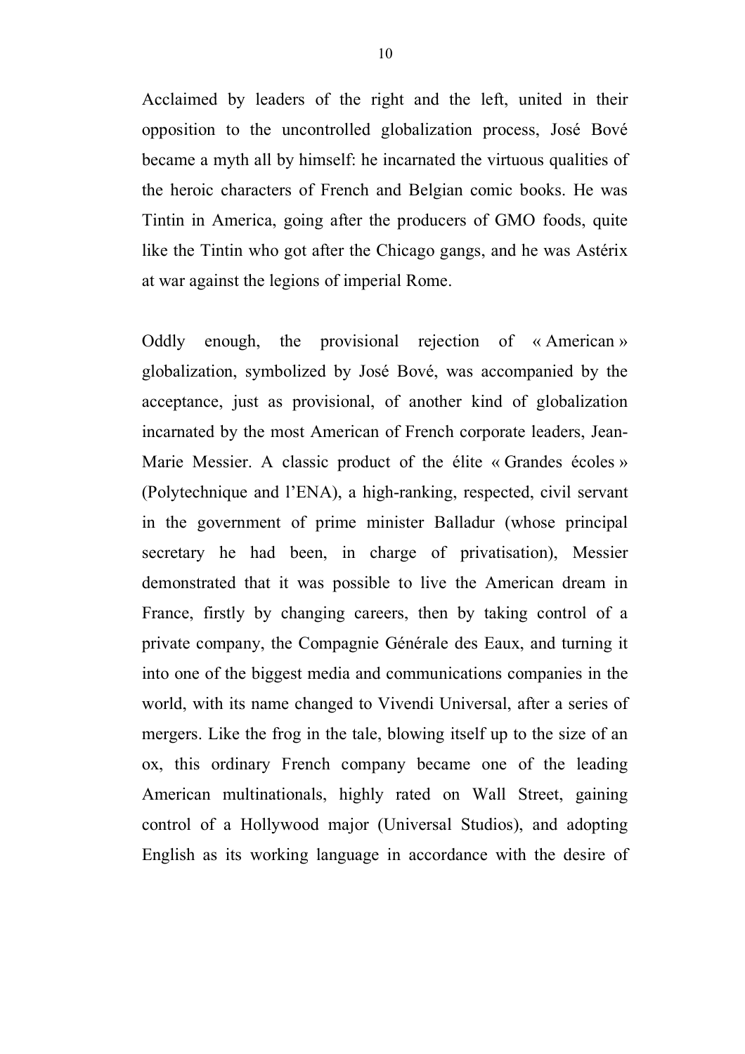Acclaimed by leaders of the right and the left, united in their opposition to the uncontrolled globalization process, José Bové became a myth all by himself: he incarnated the virtuous qualities of the heroic characters of French and Belgian comic books. He was Tintin in America, going after the producers of GMO foods, quite like the Tintin who got after the Chicago gangs, and he was Astérix at war against the legions of imperial Rome.

Oddly enough, the provisional rejection of « American » globalization, symbolized by José Bové, was accompanied by the acceptance, just as provisional, of another kind of globalization incarnated by the most American of French corporate leaders, Jean-Marie Messier. A classic product of the élite « Grandes écoles » (Polytechnique and l'ENA), a high-ranking, respected, civil servant in the government of prime minister Balladur (whose principal secretary he had been, in charge of privatisation), Messier demonstrated that it was possible to live the American dream in France, firstly by changing careers, then by taking control of a private company, the Compagnie Générale des Eaux, and turning it into one of the biggest media and communications companies in the world, with its name changed to Vivendi Universal, after a series of mergers. Like the frog in the tale, blowing itself up to the size of an ox, this ordinary French company became one of the leading American multinationals, highly rated on Wall Street, gaining control of a Hollywood major (Universal Studios), and adopting English as its working language in accordance with the desire of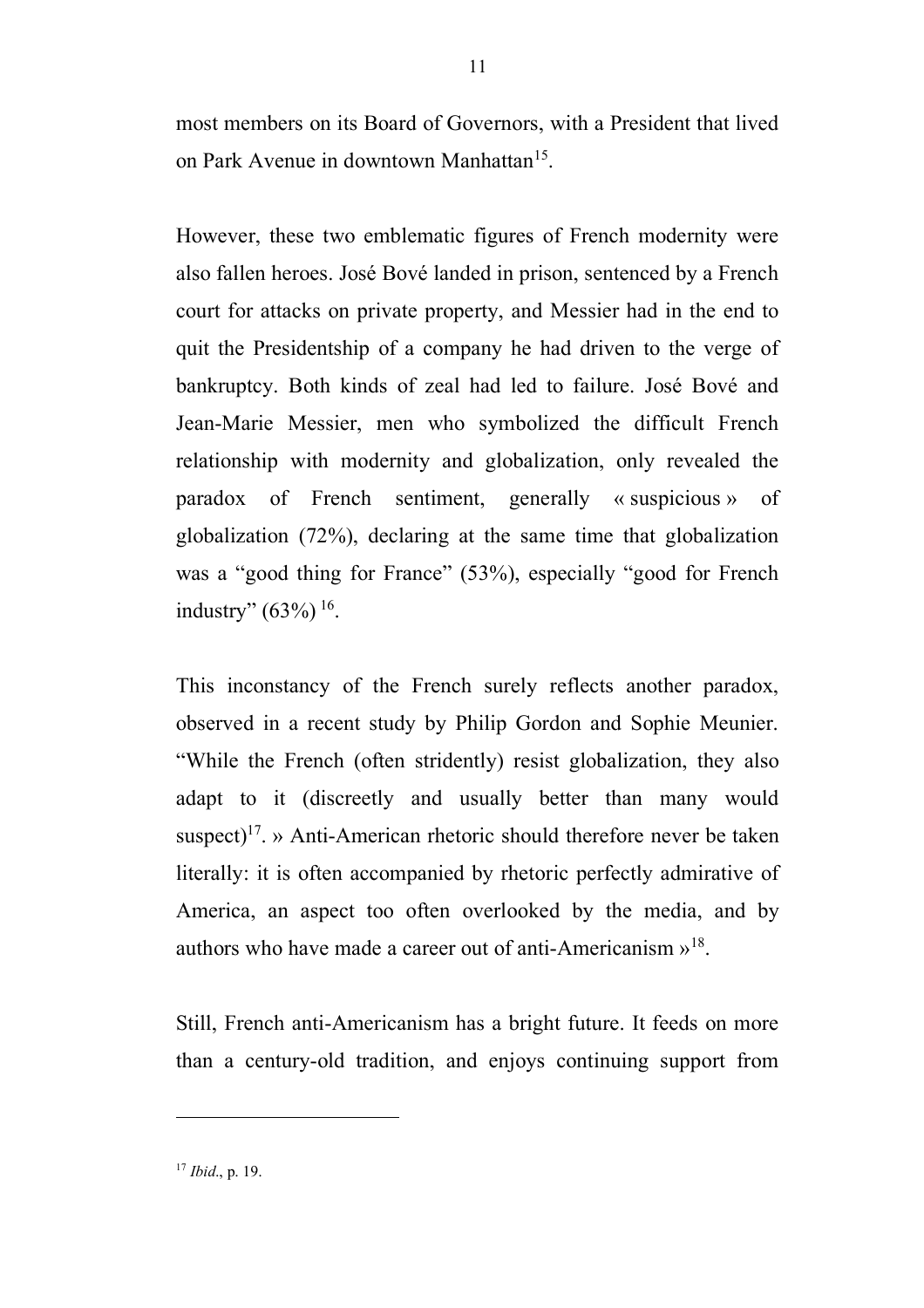most members on its Board of Governors, with a President that lived on Park Avenue in downtown Manhattan[15].

However, these two emblematic figures of French modernity were also fallen heroes. José Bové landed in prison, sentenced by a French court for attacks on private property, and Messier had in the end to quit the Presidentship of a company he had driven to the verge of bankruptcy. Both kinds of zeal had led to failure. José Bové and Jean-Marie Messier, men who symbolized the difficult French relationship with modernity and globalization, only revealed the paradox of French sentiment, generally « suspicious » of globalization (72%), declaring at the same time that globalization was a "good thing for France" (53%), especially "good for French industry" (63%) [16].

This inconstancy of the French surely reflects another paradox, observed in a recent study by Philip Gordon and Sophie Meunier. "While the French (often stridently) resist globalization, they also adapt to it (discreetly and usually better than many would suspect)[17]. » Anti-American rhetoric should therefore never be taken literally: it is often accompanied by rhetoric perfectly admirative of America, an aspect too often overlooked by the media, and by authors who have made a career out of anti-Americanism »[18].

Still, French anti-Americanism has a bright future. It feeds on more than a century-old tradition, and enjoys continuing support from

---

[17] *Ibid*., p. 19.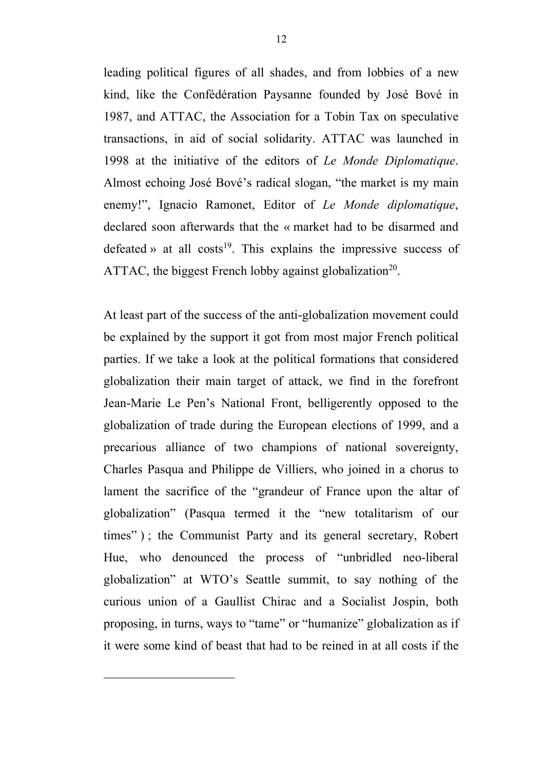leading political figures of all shades, and from lobbies of a new kind, like the Confédération Paysanne founded by José Bové in 1987, and ATTAC, the Association for a Tobin Tax on speculative transactions, in aid of social solidarity. ATTAC was launched in 1998 at the initiative of the editors of *Le Monde Diplomatique*. Almost echoing José Bové's radical slogan, "the market is my main enemy!", Ignacio Ramonet, Editor of *Le Monde diplomatique*, declared soon afterwards that the « market had to be disarmed and defeated » at all costs[19]. This explains the impressive success of ATTAC, the biggest French lobby against globalization[20].

At least part of the success of the anti-globalization movement could be explained by the support it got from most major French political parties. If we take a look at the political formations that considered globalization their main target of attack, we find in the forefront Jean-Marie Le Pen's National Front, belligerently opposed to the globalization of trade during the European elections of 1999, and a precarious alliance of two champions of national sovereignty, Charles Pasqua and Philippe de Villiers, who joined in a chorus to lament the sacrifice of the "grandeur of France upon the altar of globalization" (Pasqua termed it the "new totalitarism of our times" ) ; the Communist Party and its general secretary, Robert Hue, who denounced the process of "unbridled neo-liberal globalization" at WTO's Seattle summit, to say nothing of the curious union of a Gaullist Chirac and a Socialist Jospin, both proposing, in turns, ways to "tame" or "humanize" globalization as if it were some kind of beast that had to be reined in at all costs if the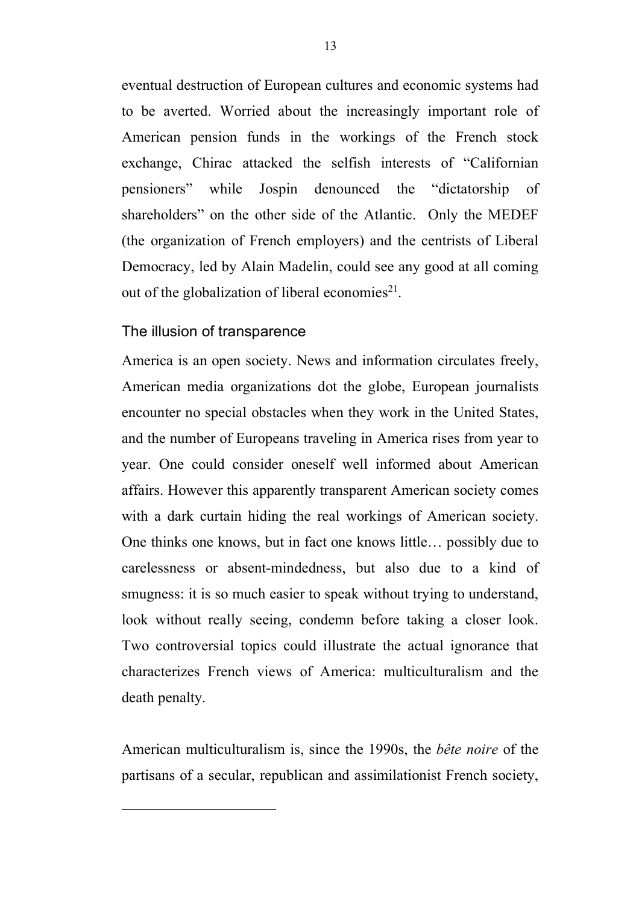eventual destruction of European cultures and economic systems had to be averted. Worried about the increasingly important role of American pension funds in the workings of the French stock exchange, Chirac attacked the selfish interests of "Californian pensioners" while Jospin denounced the "dictatorship of shareholders" on the other side of the Atlantic. Only the MEDEF (the organization of French employers) and the centrists of Liberal Democracy, led by Alain Madelin, could see any good at all coming out of the globalization of liberal economies[21].

## The illusion of transparence

America is an open society. News and information circulates freely, American media organizations dot the globe, European journalists encounter no special obstacles when they work in the United States, and the number of Europeans traveling in America rises from year to year. One could consider oneself well informed about American affairs. However this apparently transparent American society comes with a dark curtain hiding the real workings of American society. One thinks one knows, but in fact one knows little… possibly due to carelessness or absent-mindedness, but also due to a kind of smugness: it is so much easier to speak without trying to understand, look without really seeing, condemn before taking a closer look. Two controversial topics could illustrate the actual ignorance that characterizes French views of America: multiculturalism and the death penalty.

American multiculturalism is, since the 1990s, the *bête noire* of the partisans of a secular, republican and assimilationist French society,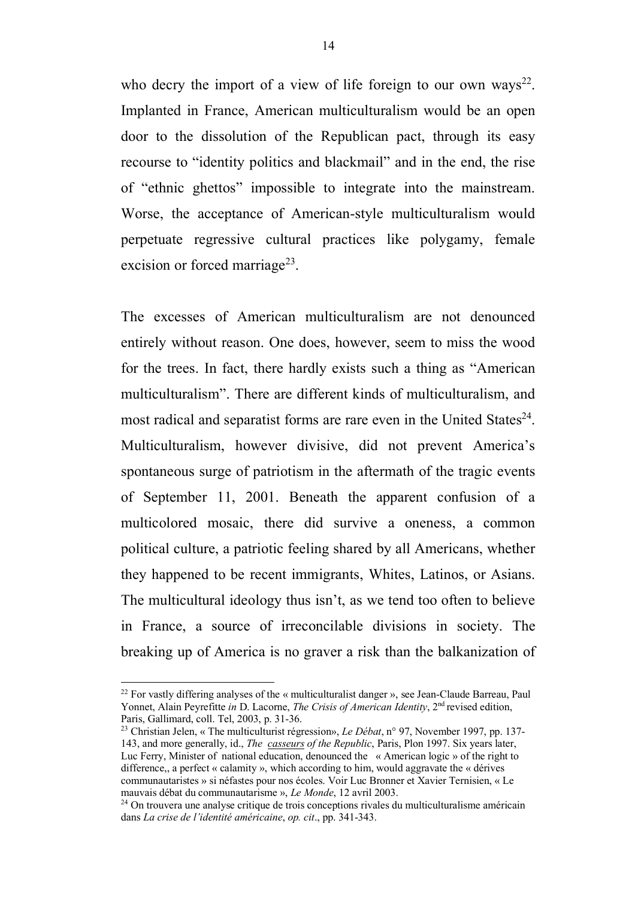who decry the import of a view of life foreign to our own ways[22]. Implanted in France, American multiculturalism would be an open door to the dissolution of the Republican pact, through its easy recourse to "identity politics and blackmail" and in the end, the rise of "ethnic ghettos" impossible to integrate into the mainstream. Worse, the acceptance of American-style multiculturalism would perpetuate regressive cultural practices like polygamy, female excision or forced marriage[23].

The excesses of American multiculturalism are not denounced entirely without reason. One does, however, seem to miss the wood for the trees. In fact, there hardly exists such a thing as "American multiculturalism". There are different kinds of multiculturalism, and most radical and separatist forms are rare even in the United States[24]. Multiculturalism, however divisive, did not prevent America's spontaneous surge of patriotism in the aftermath of the tragic events of September 11, 2001. Beneath the apparent confusion of a multicolored mosaic, there did survive a oneness, a common political culture, a patriotic feeling shared by all Americans, whether they happened to be recent immigrants, Whites, Latinos, or Asians. The multicultural ideology thus isn't, as we tend too often to believe in France, a source of irreconcilable divisions in society. The breaking up of America is no graver a risk than the balkanization of

---

[22] For vastly differing analyses of the « multiculturalist danger », see Jean-Claude Barreau, Paul Yonnet, Alain Peyrefitte *in* D. Lacorne, *The Crisis of American Identity*, 2nd revised edition, Paris, Gallimard, coll. Tel, 2003, p. 31-36.

[23] Christian Jelen, « The multiculturist régression», *Le Débat*, n° 97, November 1997, pp. 137-143, and more generally, id., *The casseurs of the Republic*, Paris, Plon 1997. Six years later, Luc Ferry, Minister of national education, denounced the « American logic » of the right to difference,, a perfect « calamity », which according to him, would aggravate the « dérives communautaristes » si néfastes pour nos écoles. Voir Luc Bronner et Xavier Ternisien, « Le mauvais débat du communautarisme », *Le Monde*, 12 avril 2003.

[24] On trouvera une analyse critique de trois conceptions rivales du multiculturalisme américain dans *La crise de l'identité américaine*, *op. cit*., pp. 341-343.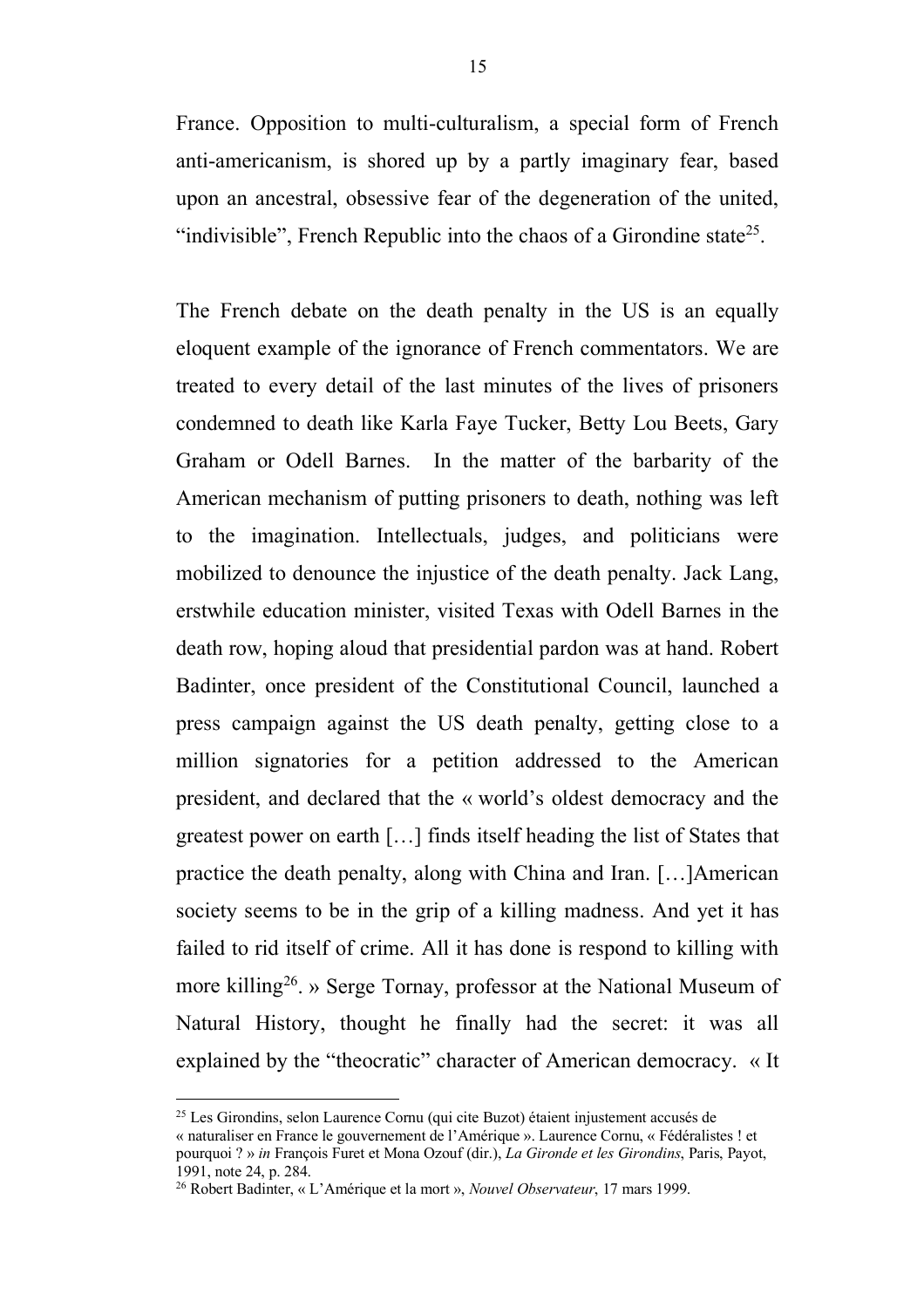France. Opposition to multi-culturalism, a special form of French anti-americanism, is shored up by a partly imaginary fear, based upon an ancestral, obsessive fear of the degeneration of the united, "indivisible", French Republic into the chaos of a Girondine state[25].

The French debate on the death penalty in the US is an equally eloquent example of the ignorance of French commentators. We are treated to every detail of the last minutes of the lives of prisoners condemned to death like Karla Faye Tucker, Betty Lou Beets, Gary Graham or Odell Barnes. In the matter of the barbarity of the American mechanism of putting prisoners to death, nothing was left to the imagination. Intellectuals, judges, and politicians were mobilized to denounce the injustice of the death penalty. Jack Lang, erstwhile education minister, visited Texas with Odell Barnes in the death row, hoping aloud that presidential pardon was at hand. Robert Badinter, once president of the Constitutional Council, launched a press campaign against the US death penalty, getting close to a million signatories for a petition addressed to the American president, and declared that the « world's oldest democracy and the greatest power on earth […] finds itself heading the list of States that practice the death penalty, along with China and Iran. […]American society seems to be in the grip of a killing madness. And yet it has failed to rid itself of crime. All it has done is respond to killing with more killing[26]. » Serge Tornay, professor at the National Museum of Natural History, thought he finally had the secret: it was all explained by the "theocratic" character of American democracy. « It

---

[25] Les Girondins, selon Laurence Cornu (qui cite Buzot) étaient injustement accusés de « naturaliser en France le gouvernement de l'Amérique ». Laurence Cornu, « Fédéralistes ! et pourquoi ? » *in* François Furet et Mona Ozouf (dir.), *La Gironde et les Girondins*, Paris, Payot, 1991, note 24, p. 284.

[26] Robert Badinter, « L'Amérique et la mort », *Nouvel Observateur*, 17 mars 1999.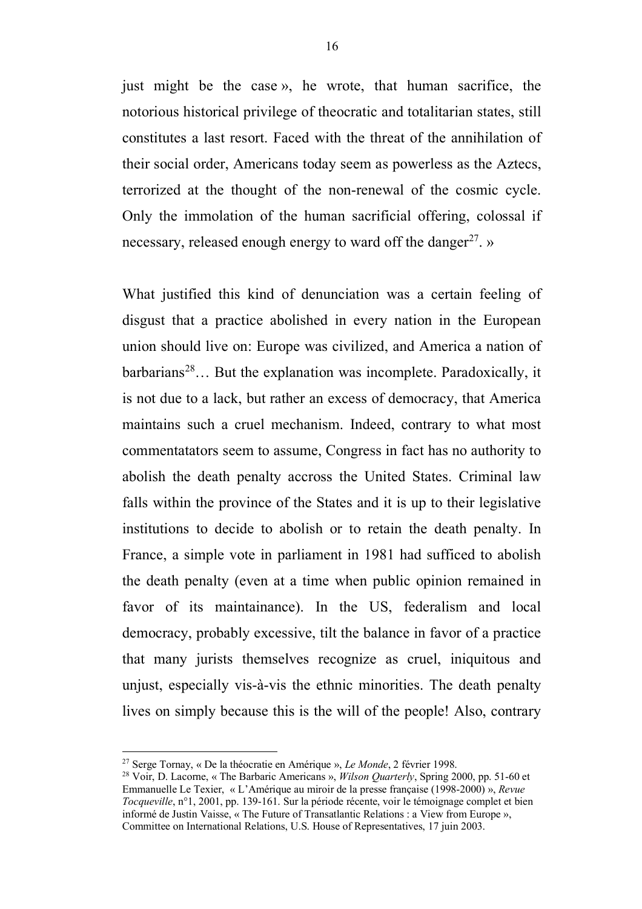just might be the case », he wrote, that human sacrifice, the notorious historical privilege of theocratic and totalitarian states, still constitutes a last resort. Faced with the threat of the annihilation of their social order, Americans today seem as powerless as the Aztecs, terrorized at the thought of the non-renewal of the cosmic cycle. Only the immolation of the human sacrificial offering, colossal if necessary, released enough energy to ward off the danger[27]. »

What justified this kind of denunciation was a certain feeling of disgust that a practice abolished in every nation in the European union should live on: Europe was civilized, and America a nation of barbarians[28]… But the explanation was incomplete. Paradoxically, it is not due to a lack, but rather an excess of democracy, that America maintains such a cruel mechanism. Indeed, contrary to what most commentatators seem to assume, Congress in fact has no authority to abolish the death penalty accross the United States. Criminal law falls within the province of the States and it is up to their legislative institutions to decide to abolish or to retain the death penalty. In France, a simple vote in parliament in 1981 had sufficed to abolish the death penalty (even at a time when public opinion remained in favor of its maintainance). In the US, federalism and local democracy, probably excessive, tilt the balance in favor of a practice that many jurists themselves recognize as cruel, iniquitous and unjust, especially vis-à-vis the ethnic minorities. The death penalty lives on simply because this is the will of the people! Also, contrary

[27] Serge Tornay, « De la théocratie en Amérique », *Le Monde*, 2 février 1998.

[28] Voir, D. Lacorne, « The Barbaric Americans », *Wilson Quarterly*, Spring 2000, pp. 51-60 et Emmanuelle Le Texier, « L'Amérique au miroir de la presse française (1998-2000) », *Revue Tocqueville*, n°1, 2001, pp. 139-161. Sur la période récente, voir le témoignage complet et bien informé de Justin Vaisse, « The Future of Transatlantic Relations : a View from Europe », Committee on International Relations, U.S. House of Representatives, 17 juin 2003.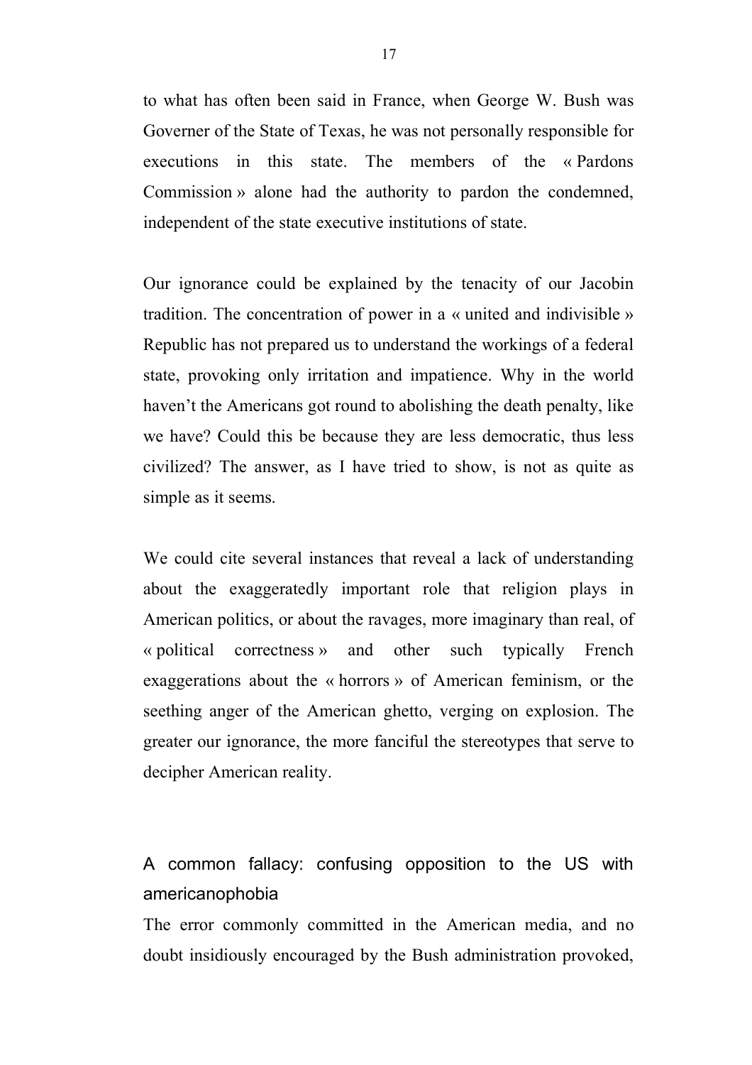to what has often been said in France, when George W. Bush was Governer of the State of Texas, he was not personally responsible for executions in this state. The members of the « Pardons Commission » alone had the authority to pardon the condemned, independent of the state executive institutions of state.

Our ignorance could be explained by the tenacity of our Jacobin tradition. The concentration of power in a « united and indivisible » Republic has not prepared us to understand the workings of a federal state, provoking only irritation and impatience. Why in the world haven't the Americans got round to abolishing the death penalty, like we have? Could this be because they are less democratic, thus less civilized? The answer, as I have tried to show, is not as quite as simple as it seems.

We could cite several instances that reveal a lack of understanding about the exaggeratedly important role that religion plays in American politics, or about the ravages, more imaginary than real, of « political correctness » and other such typically French exaggerations about the « horrors » of American feminism, or the seething anger of the American ghetto, verging on explosion. The greater our ignorance, the more fanciful the stereotypes that serve to decipher American reality.

## A common fallacy: confusing opposition to the US with americanophobia

The error commonly committed in the American media, and no doubt insidiously encouraged by the Bush administration provoked,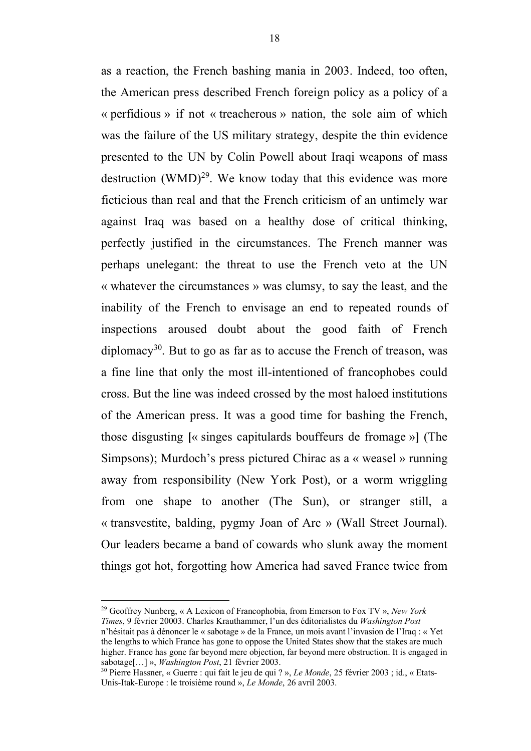as a reaction, the French bashing mania in 2003. Indeed, too often, the American press described French foreign policy as a policy of a « perfidious » if not « treacherous » nation, the sole aim of which was the failure of the US military strategy, despite the thin evidence presented to the UN by Colin Powell about Iraqi weapons of mass destruction (WMD)[29]. We know today that this evidence was more ficticious than real and that the French criticism of an untimely war against Iraq was based on a healthy dose of critical thinking, perfectly justified in the circumstances. The French manner was perhaps unelegant: the threat to use the French veto at the UN « whatever the circumstances » was clumsy, to say the least, and the inability of the French to envisage an end to repeated rounds of inspections aroused doubt about the good faith of French diplomacy[30]. But to go as far as to accuse the French of treason, was a fine line that only the most ill-intentioned of francophobes could cross. But the line was indeed crossed by the most haloed institutions of the American press. It was a good time for bashing the French, those disgusting **[**« singes capitulards bouffeurs de fromage »**]** (The Simpsons); Murdoch's press pictured Chirac as a « weasel » running away from responsibility (New York Post), or a worm wriggling from one shape to another (The Sun), or stranger still, a « transvestite, balding, pygmy Joan of Arc » (Wall Street Journal). Our leaders became a band of cowards who slunk away the moment things got hot, forgotting how America had saved France twice from

---

[29] Geoffrey Nunberg, « A Lexicon of Francophobia, from Emerson to Fox TV », *New York Times*, 9 février 20003. Charles Krauthammer, l'un des éditorialistes du *Washington Post* n'hésitait pas à dénoncer le « sabotage » de la France, un mois avant l'invasion de l'Iraq : « Yet the lengths to which France has gone to oppose the United States show that the stakes are much higher. France has gone far beyond mere objection, far beyond mere obstruction. It is engaged in sabotage[…] », *Washington Post*, 21 février 2003.

[30] Pierre Hassner, « Guerre : qui fait le jeu de qui ? », *Le Monde*, 25 février 2003 ; id., « Etats-Unis-Itak-Europe : le troisième round », *Le Monde*, 26 avril 2003.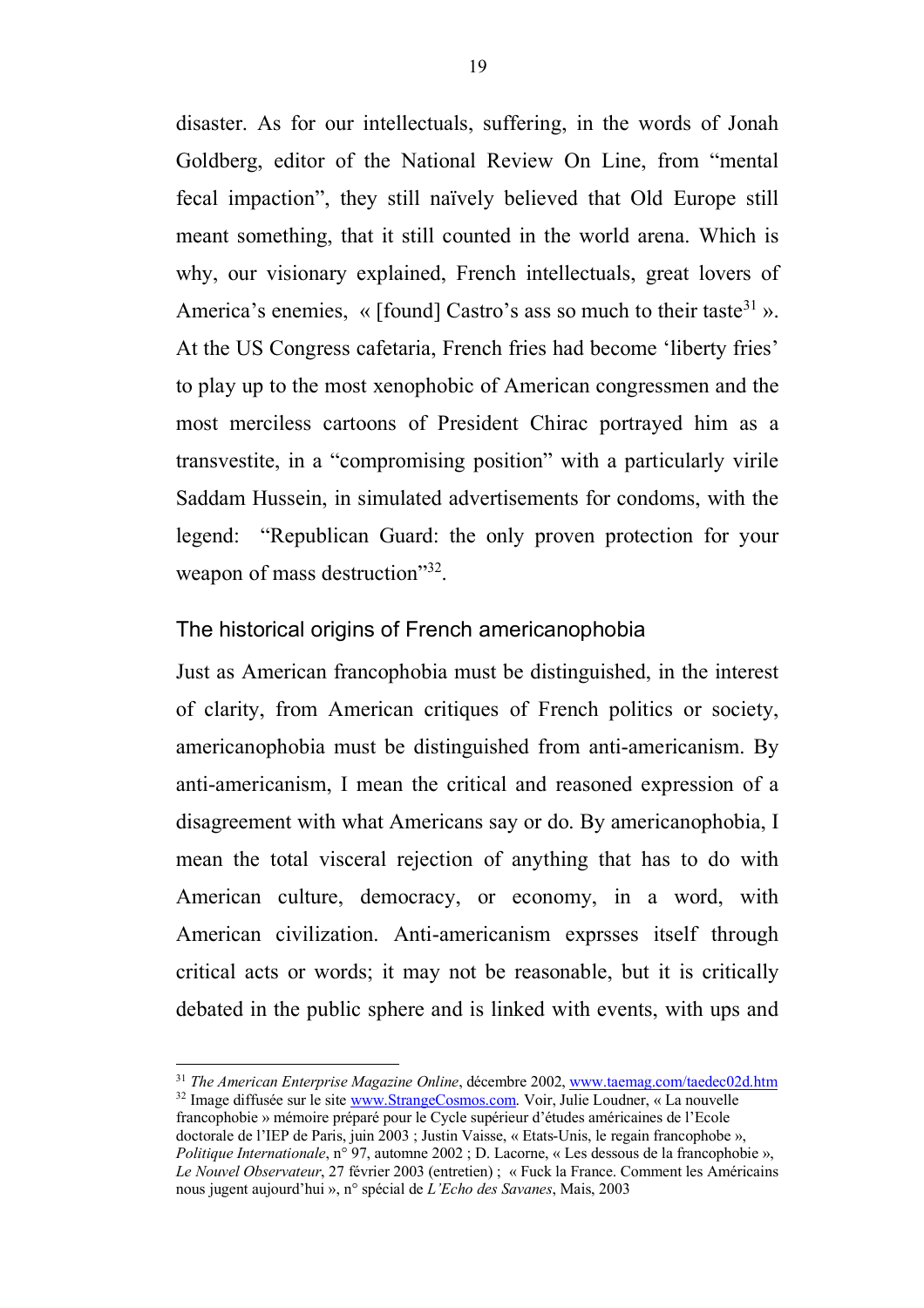disaster. As for our intellectuals, suffering, in the words of Jonah Goldberg, editor of the National Review On Line, from "mental fecal impaction", they still naïvely believed that Old Europe still meant something, that it still counted in the world arena. Which is why, our visionary explained, French intellectuals, great lovers of America's enemies, « [found] Castro's ass so much to their taste[31] ». At the US Congress cafetaria, French fries had become 'liberty fries' to play up to the most xenophobic of American congressmen and the most merciless cartoons of President Chirac portrayed him as a transvestite, in a "compromising position" with a particularly virile Saddam Hussein, in simulated advertisements for condoms, with the legend: "Republican Guard: the only proven protection for your weapon of mass destruction"[32].

## The historical origins of French americanophobia

Just as American francophobia must be distinguished, in the interest of clarity, from American critiques of French politics or society, americanophobia must be distinguished from anti-americanism. By anti-americanism, I mean the critical and reasoned expression of a disagreement with what Americans say or do. By americanophobia, I mean the total visceral rejection of anything that has to do with American culture, democracy, or economy, in a word, with American civilization. Anti-americanism exprsses itself through critical acts or words; it may not be reasonable, but it is critically debated in the public sphere and is linked with events, with ups and

---

[31] *The American Enterprise Magazine Online*, décembre 2002, www.taemag.com/taedec02d.htm

[32] Image diffusée sur le site www.StrangeCosmos.com. Voir, Julie Loudner, « La nouvelle francophobie » mémoire préparé pour le Cycle supérieur d'études américaines de l'Ecole doctorale de l'IEP de Paris, juin 2003 ; Justin Vaisse, « Etats-Unis, le regain francophobe », *Politique Internationale*, n° 97, automne 2002 ; D. Lacorne, « Les dessous de la francophobie », *Le Nouvel Observateur*, 27 février 2003 (entretien) ; « Fuck la France. Comment les Américains nous jugent aujourd'hui », n° spécial de *L'Echo des Savanes*, Mais, 2003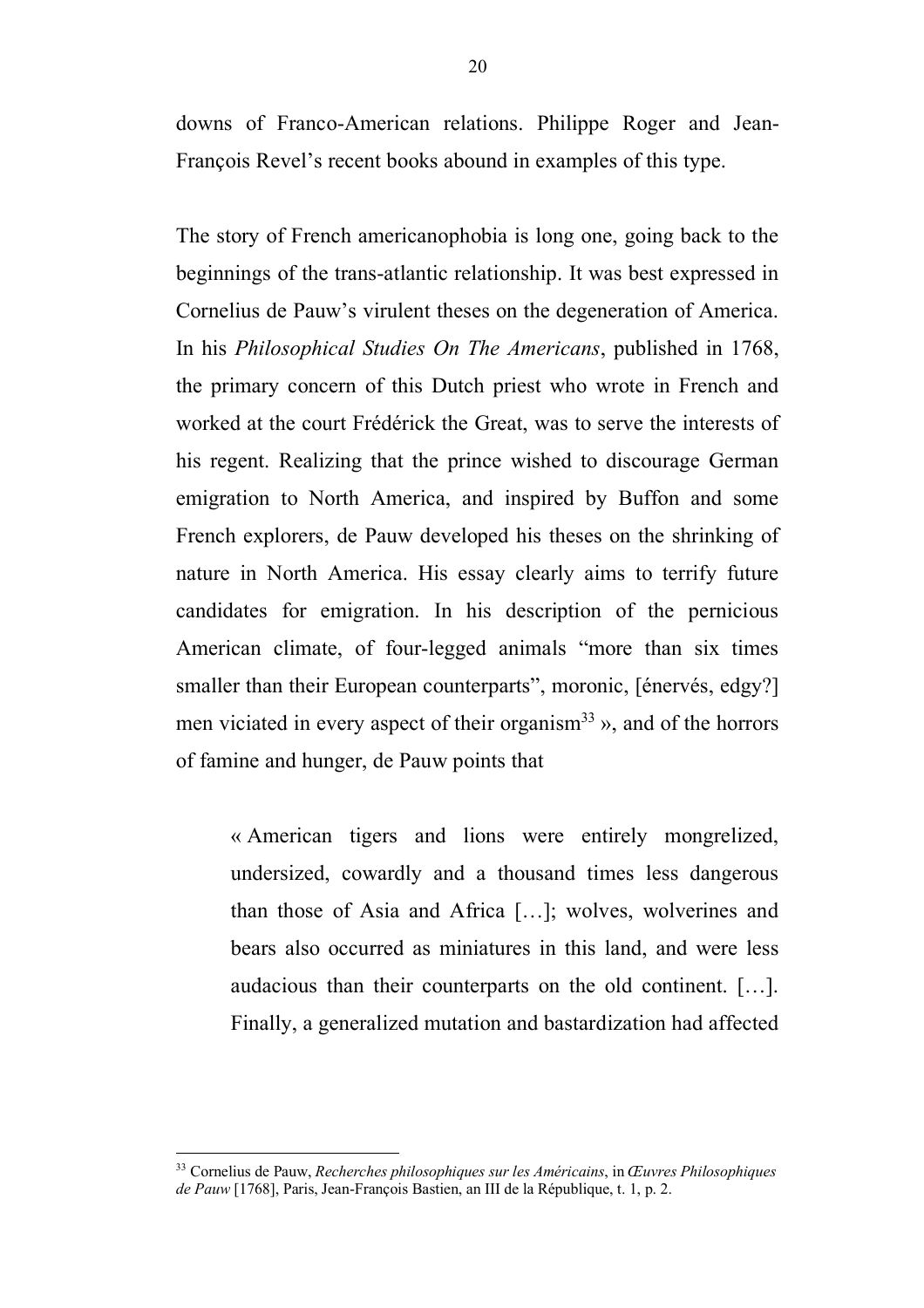downs of Franco-American relations. Philippe Roger and Jean-François Revel's recent books abound in examples of this type.

The story of French americanophobia is long one, going back to the beginnings of the trans-atlantic relationship. It was best expressed in Cornelius de Pauw's virulent theses on the degeneration of America. In his *Philosophical Studies On The Americans*, published in 1768, the primary concern of this Dutch priest who wrote in French and worked at the court Frédérick the Great, was to serve the interests of his regent. Realizing that the prince wished to discourage German emigration to North America, and inspired by Buffon and some French explorers, de Pauw developed his theses on the shrinking of nature in North America. His essay clearly aims to terrify future candidates for emigration. In his description of the pernicious American climate, of four-legged animals "more than six times smaller than their European counterparts", moronic, [énervés, edgy?] men viciated in every aspect of their organism[33] », and of the horrors of famine and hunger, de Pauw points that

> « American tigers and lions were entirely mongrelized, undersized, cowardly and a thousand times less dangerous than those of Asia and Africa […]; wolves, wolverines and bears also occurred as miniatures in this land, and were less audacious than their counterparts on the old continent. […]. Finally, a generalized mutation and bastardization had affected

[33] Cornelius de Pauw, *Recherches philosophiques sur les Américains*, in *Œuvres Philosophiques de Pauw* [1768], Paris, Jean-François Bastien, an III de la République, t. 1, p. 2.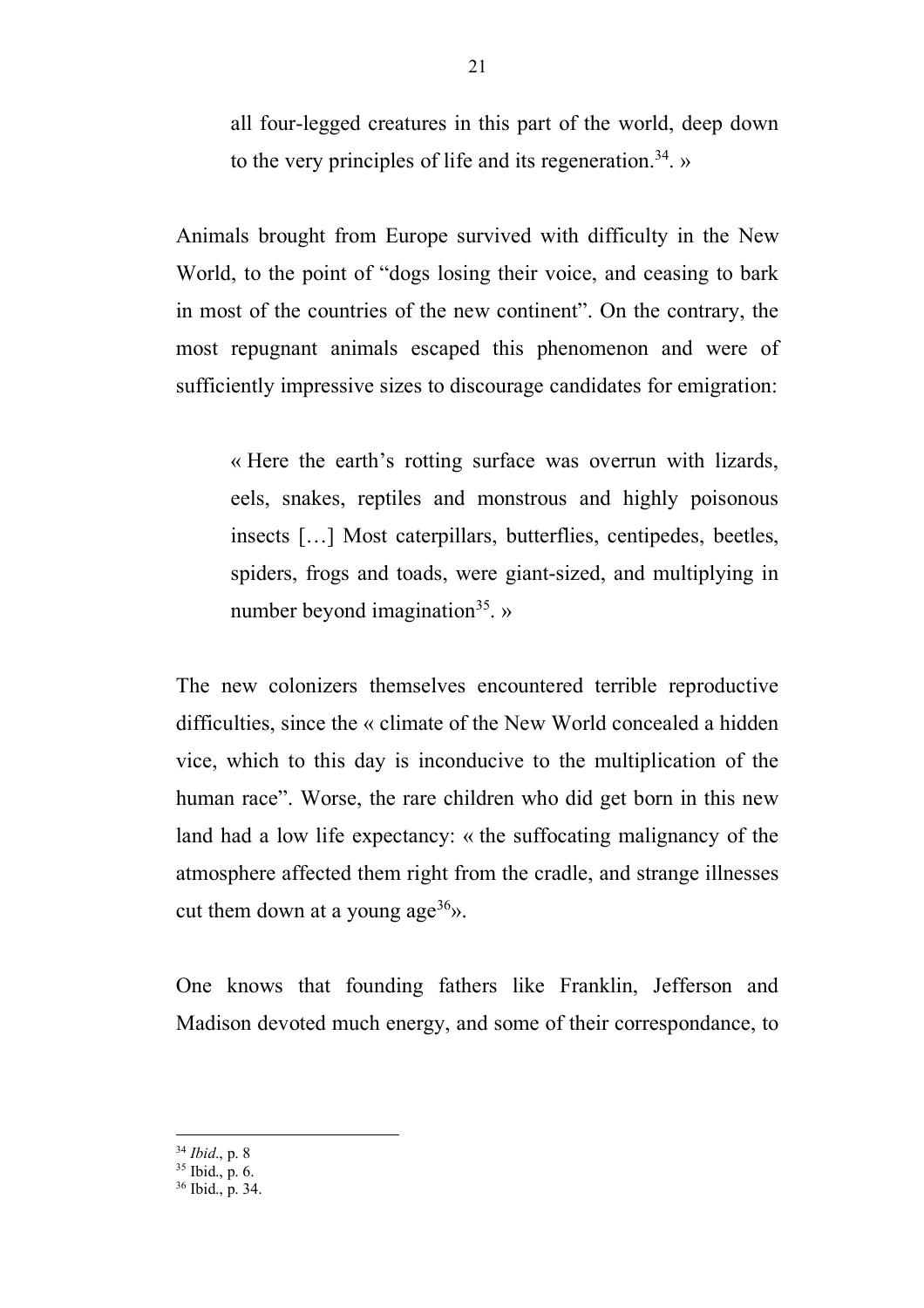all four-legged creatures in this part of the world, deep down to the very principles of life and its regeneration.[34]. »

Animals brought from Europe survived with difficulty in the New World, to the point of "dogs losing their voice, and ceasing to bark in most of the countries of the new continent". On the contrary, the most repugnant animals escaped this phenomenon and were of sufficiently impressive sizes to discourage candidates for emigration:

> « Here the earth's rotting surface was overrun with lizards, eels, snakes, reptiles and monstrous and highly poisonous insects […] Most caterpillars, butterflies, centipedes, beetles, spiders, frogs and toads, were giant-sized, and multiplying in number beyond imagination[35]. »

The new colonizers themselves encountered terrible reproductive difficulties, since the « climate of the New World concealed a hidden vice, which to this day is inconducive to the multiplication of the human race". Worse, the rare children who did get born in this new land had a low life expectancy: « the suffocating malignancy of the atmosphere affected them right from the cradle, and strange illnesses cut them down at a young age[36]».

One knows that founding fathers like Franklin, Jefferson and Madison devoted much energy, and some of their correspondance, to

---

[34] *Ibid.*, p. 8

[35] Ibid., p. 6.

[36] Ibid., p. 34.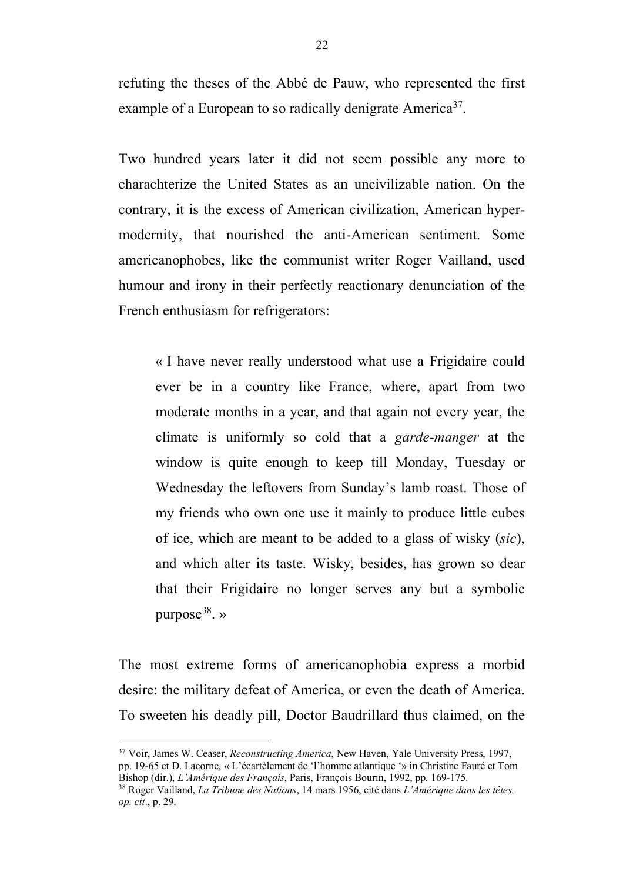refuting the theses of the Abbé de Pauw, who represented the first example of a European to so radically denigrate America[37].

Two hundred years later it did not seem possible any more to charachterize the United States as an uncivilizable nation. On the contrary, it is the excess of American civilization, American hyper-modernity, that nourished the anti-American sentiment. Some americanophobes, like the communist writer Roger Vailland, used humour and irony in their perfectly reactionary denunciation of the French enthusiasm for refrigerators:

> « I have never really understood what use a Frigidaire could ever be in a country like France, where, apart from two moderate months in a year, and that again not every year, the climate is uniformly so cold that a *garde-manger* at the window is quite enough to keep till Monday, Tuesday or Wednesday the leftovers from Sunday's lamb roast. Those of my friends who own one use it mainly to produce little cubes of ice, which are meant to be added to a glass of wisky (*sic*), and which alter its taste. Wisky, besides, has grown so dear that their Frigidaire no longer serves any but a symbolic purpose[38]. »

The most extreme forms of americanophobia express a morbid desire: the military defeat of America, or even the death of America. To sweeten his deadly pill, Doctor Baudrillard thus claimed, on the

---

[37] Voir, James W. Ceaser, *Reconstructing America*, New Haven, Yale University Press, 1997, pp. 19-65 et D. Lacorne, « L'écartèlement de 'l'homme atlantique '» in Christine Fauré et Tom Bishop (dir.), *L'Amérique des Français*, Paris, François Bourin, 1992, pp. 169-175.

[38] Roger Vailland, *La Tribune des Nations*, 14 mars 1956, cité dans *L'Amérique dans les têtes, op. cit*., p. 29.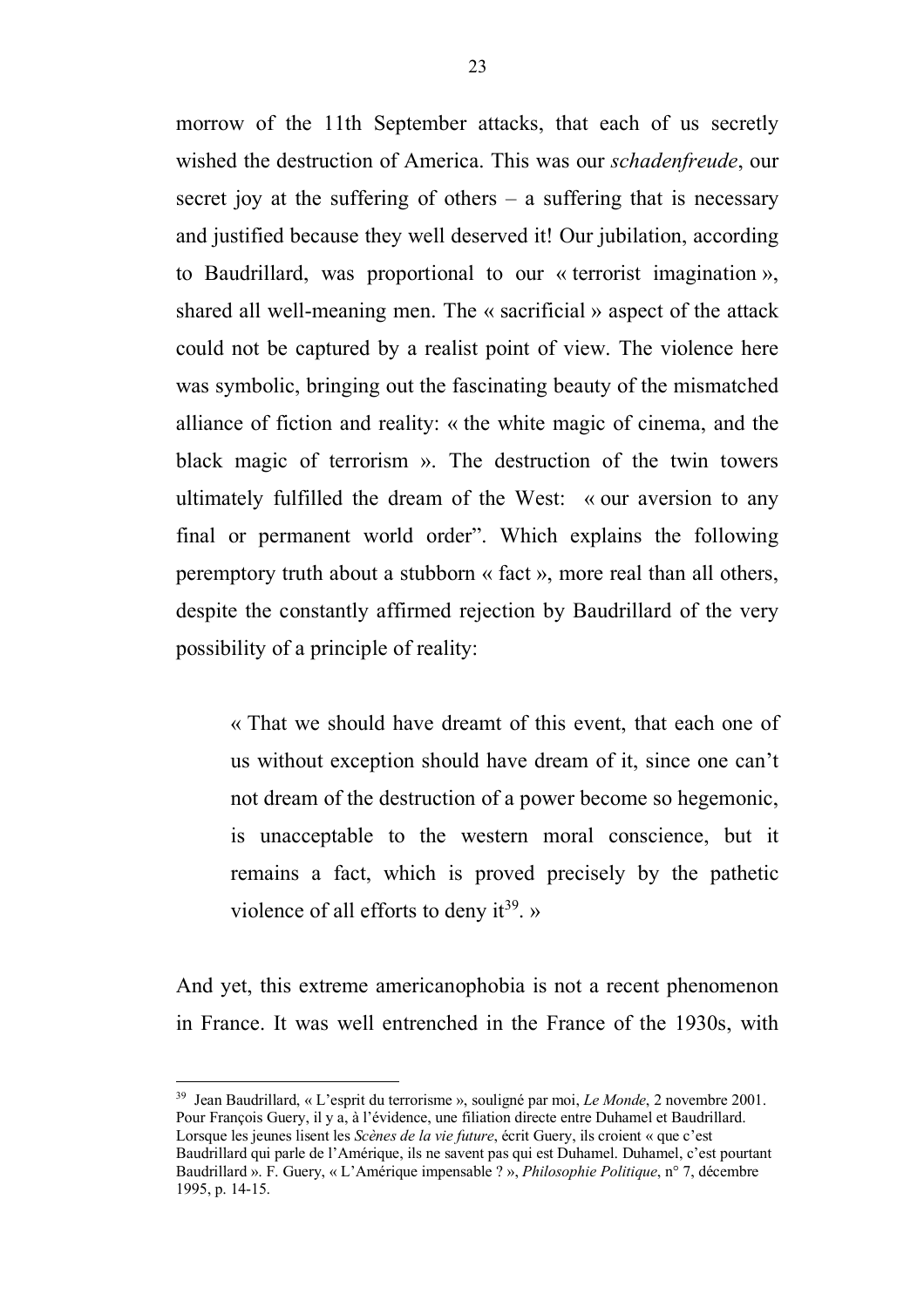morrow of the 11th September attacks, that each of us secretly wished the destruction of America. This was our *schadenfreude*, our secret joy at the suffering of others – a suffering that is necessary and justified because they well deserved it! Our jubilation, according to Baudrillard, was proportional to our « terrorist imagination », shared all well-meaning men. The « sacrificial » aspect of the attack could not be captured by a realist point of view. The violence here was symbolic, bringing out the fascinating beauty of the mismatched alliance of fiction and reality: « the white magic of cinema, and the black magic of terrorism ». The destruction of the twin towers ultimately fulfilled the dream of the West: « our aversion to any final or permanent world order". Which explains the following peremptory truth about a stubborn « fact », more real than all others, despite the constantly affirmed rejection by Baudrillard of the very possibility of a principle of reality:

> « That we should have dreamt of this event, that each one of us without exception should have dream of it, since one can't not dream of the destruction of a power become so hegemonic, is unacceptable to the western moral conscience, but it remains a fact, which is proved precisely by the pathetic violence of all efforts to deny it[39]. »

And yet, this extreme americanophobia is not a recent phenomenon in France. It was well entrenched in the France of the 1930s, with

---

[39] Jean Baudrillard, « L'esprit du terrorisme », souligné par moi, *Le Monde*, 2 novembre 2001. Pour François Guery, il y a, à l'évidence, une filiation directe entre Duhamel et Baudrillard. Lorsque les jeunes lisent les *Scènes de la vie future*, écrit Guery, ils croient « que c'est Baudrillard qui parle de l'Amérique, ils ne savent pas qui est Duhamel. Duhamel, c'est pourtant Baudrillard ». F. Guery, « L'Amérique impensable ? », *Philosophie Politique*, n° 7, décembre 1995, p. 14-15.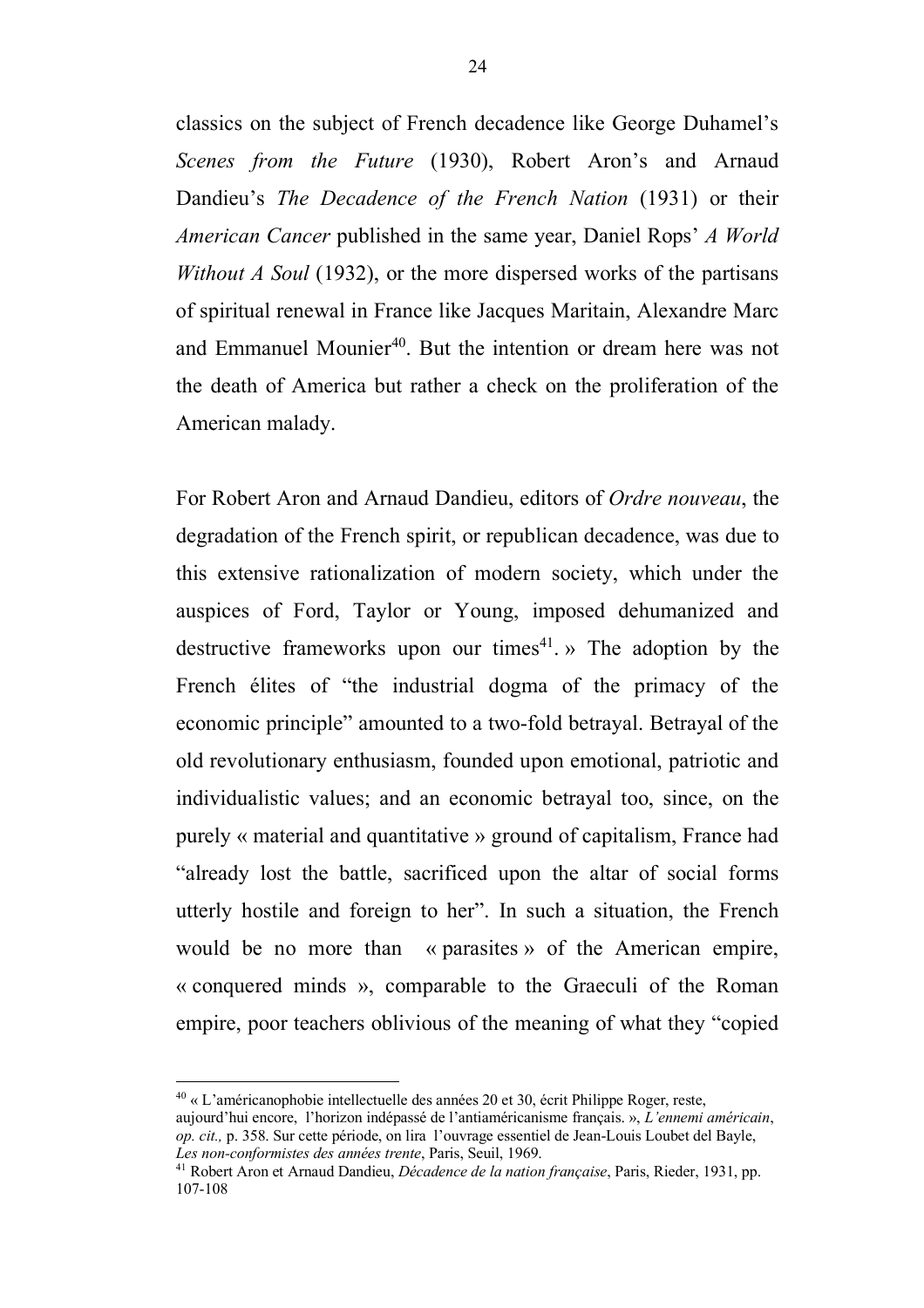classics on the subject of French decadence like George Duhamel's *Scenes from the Future* (1930), Robert Aron's and Arnaud Dandieu's *The Decadence of the French Nation* (1931) or their *American Cancer* published in the same year, Daniel Rops' *A World Without A Soul* (1932), or the more dispersed works of the partisans of spiritual renewal in France like Jacques Maritain, Alexandre Marc and Emmanuel Mounier[40]. But the intention or dream here was not the death of America but rather a check on the proliferation of the American malady.

For Robert Aron and Arnaud Dandieu, editors of *Ordre nouveau*, the degradation of the French spirit, or republican decadence, was due to this extensive rationalization of modern society, which under the auspices of Ford, Taylor or Young, imposed dehumanized and destructive frameworks upon our times[41]. » The adoption by the French élites of "the industrial dogma of the primacy of the economic principle" amounted to a two-fold betrayal. Betrayal of the old revolutionary enthusiasm, founded upon emotional, patriotic and individualistic values; and an economic betrayal too, since, on the purely « material and quantitative » ground of capitalism, France had "already lost the battle, sacrificed upon the altar of social forms utterly hostile and foreign to her". In such a situation, the French would be no more than « parasites » of the American empire, « conquered minds », comparable to the Graeculi of the Roman empire, poor teachers oblivious of the meaning of what they "copied

---

[40] « L'américanophobie intellectuelle des années 20 et 30, écrit Philippe Roger, reste, aujourd'hui encore, l'horizon indépassé de l'antiaméricanisme français. », *L'ennemi américain*, *op. cit.,* p. 358. Sur cette période, on lira l'ouvrage essentiel de Jean-Louis Loubet del Bayle, *Les non-conformistes des années trente*, Paris, Seuil, 1969.

[41] Robert Aron et Arnaud Dandieu, *Décadence de la nation française*, Paris, Rieder, 1931, pp. 107-108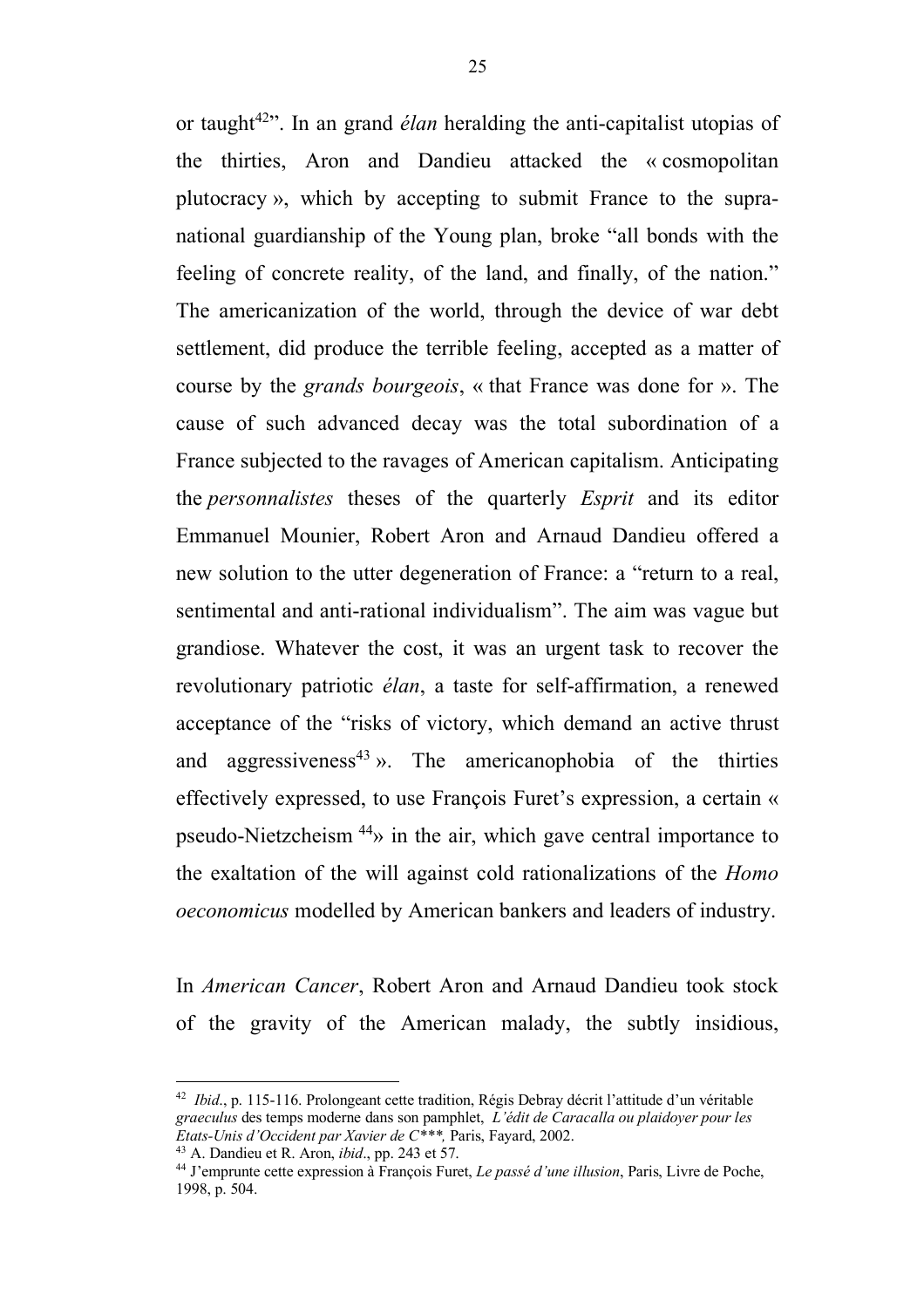or taught[42]". In an grand *élan* heralding the anti-capitalist utopias of the thirties, Aron and Dandieu attacked the « cosmopolitan plutocracy », which by accepting to submit France to the supra-national guardianship of the Young plan, broke "all bonds with the feeling of concrete reality, of the land, and finally, of the nation." The americanization of the world, through the device of war debt settlement, did produce the terrible feeling, accepted as a matter of course by the *grands bourgeois*, « that France was done for ». The cause of such advanced decay was the total subordination of a France subjected to the ravages of American capitalism. Anticipating the *personnalistes* theses of the quarterly *Esprit* and its editor Emmanuel Mounier, Robert Aron and Arnaud Dandieu offered a new solution to the utter degeneration of France: a "return to a real, sentimental and anti-rational individualism". The aim was vague but grandiose. Whatever the cost, it was an urgent task to recover the revolutionary patriotic *élan*, a taste for self-affirmation, a renewed acceptance of the "risks of victory, which demand an active thrust and aggressiveness[43] ». The americanophobia of the thirties effectively expressed, to use François Furet's expression, a certain « pseudo-Nietzcheism [44]» in the air, which gave central importance to the exaltation of the will against cold rationalizations of the *Homo oeconomicus* modelled by American bankers and leaders of industry.

In *American Cancer*, Robert Aron and Arnaud Dandieu took stock of the gravity of the American malady, the subtly insidious,

---

[42] *Ibid*., p. 115-116. Prolongeant cette tradition, Régis Debray décrit l'attitude d'un véritable *graeculus* des temps moderne dans son pamphlet, *L'édit de Caracalla ou plaidoyer pour les Etats-Unis d'Occident par Xavier de C\*\*\**, Paris, Fayard, 2002.

[43] A. Dandieu et R. Aron, *ibid*., pp. 243 et 57.

[44] J'emprunte cette expression à François Furet, *Le passé d'une illusion*, Paris, Livre de Poche, 1998, p. 504.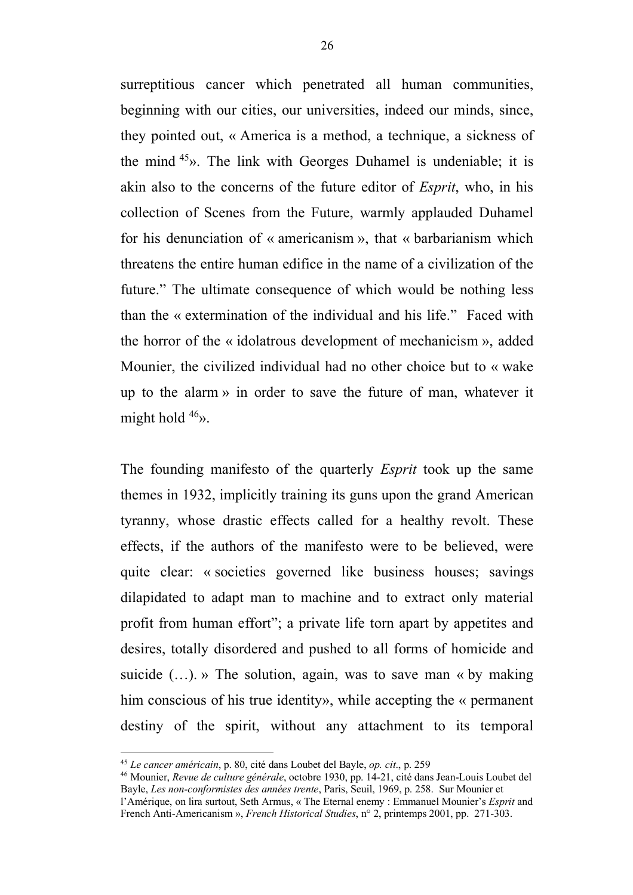surreptitious cancer which penetrated all human communities, beginning with our cities, our universities, indeed our minds, since, they pointed out, « America is a method, a technique, a sickness of the mind [45]». The link with Georges Duhamel is undeniable; it is akin also to the concerns of the future editor of *Esprit*, who, in his collection of Scenes from the Future, warmly applauded Duhamel for his denunciation of « americanism », that « barbarianism which threatens the entire human edifice in the name of a civilization of the future." The ultimate consequence of which would be nothing less than the « extermination of the individual and his life." Faced with the horror of the « idolatrous development of mechanicism », added Mounier, the civilized individual had no other choice but to « wake up to the alarm » in order to save the future of man, whatever it might hold [46]».

The founding manifesto of the quarterly *Esprit* took up the same themes in 1932, implicitly training its guns upon the grand American tyranny, whose drastic effects called for a healthy revolt. These effects, if the authors of the manifesto were to be believed, were quite clear: « societies governed like business houses; savings dilapidated to adapt man to machine and to extract only material profit from human effort"; a private life torn apart by appetites and desires, totally disordered and pushed to all forms of homicide and suicide (…). » The solution, again, was to save man « by making him conscious of his true identity», while accepting the « permanent destiny of the spirit, without any attachment to its temporal

---

[45] *Le cancer américain*, p. 80, cité dans Loubet del Bayle, *op. cit*., p. 259

[46] Mounier, *Revue de culture générale*, octobre 1930, pp. 14-21, cité dans Jean-Louis Loubet del Bayle, *Les non-conformistes des années trente*, Paris, Seuil, 1969, p. 258. Sur Mounier et l'Amérique, on lira surtout, Seth Armus, « The Eternal enemy : Emmanuel Mounier's *Esprit* and French Anti-Americanism », *French Historical Studies*, n° 2, printemps 2001, pp. 271-303.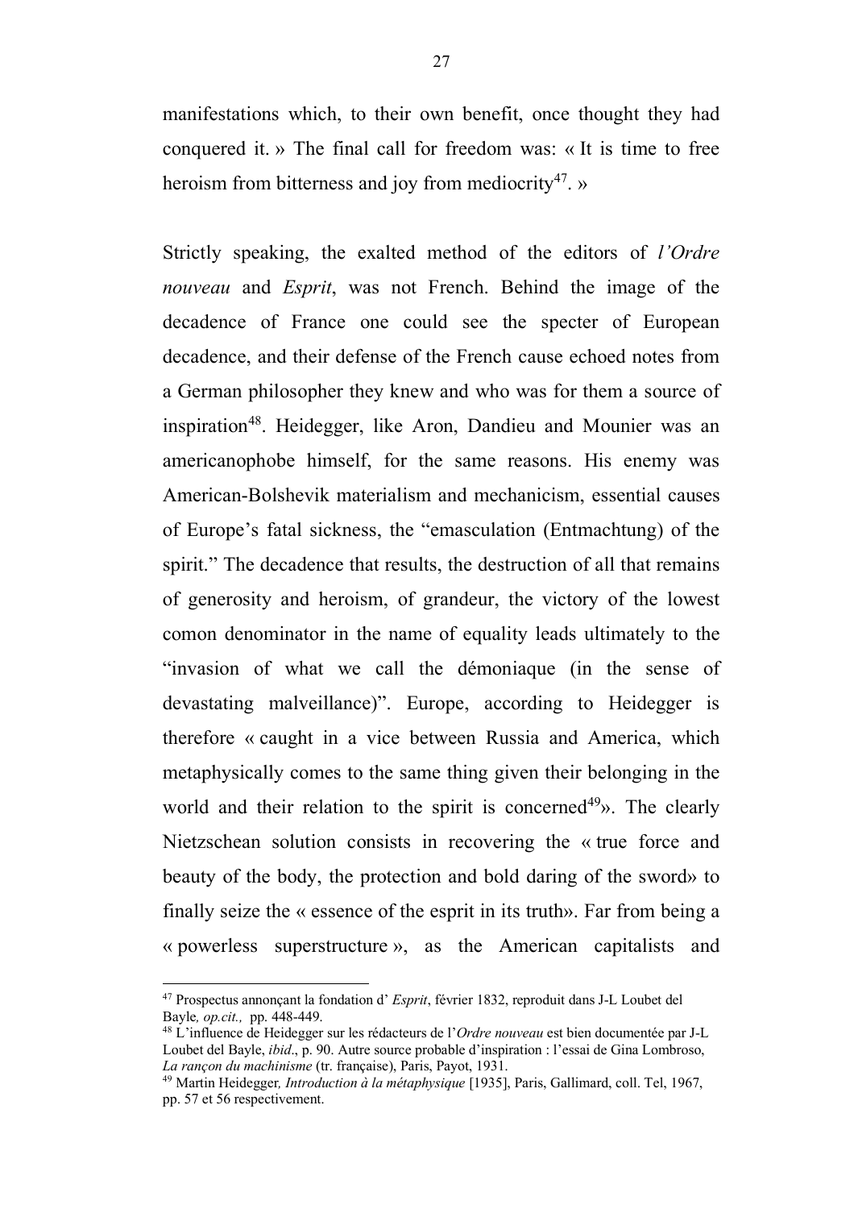manifestations which, to their own benefit, once thought they had conquered it. » The final call for freedom was: « It is time to free heroism from bitterness and joy from mediocrity[47]. »

Strictly speaking, the exalted method of the editors of *l'Ordre nouveau* and *Esprit*, was not French. Behind the image of the decadence of France one could see the specter of European decadence, and their defense of the French cause echoed notes from a German philosopher they knew and who was for them a source of inspiration[48]. Heidegger, like Aron, Dandieu and Mounier was an americanophobe himself, for the same reasons. His enemy was American-Bolshevik materialism and mechanicism, essential causes of Europe's fatal sickness, the "emasculation (Entmachtung) of the spirit." The decadence that results, the destruction of all that remains of generosity and heroism, of grandeur, the victory of the lowest comon denominator in the name of equality leads ultimately to the "invasion of what we call the démoniaque (in the sense of devastating malveillance)". Europe, according to Heidegger is therefore « caught in a vice between Russia and America, which metaphysically comes to the same thing given their belonging in the world and their relation to the spirit is concerned[49]». The clearly Nietzschean solution consists in recovering the « true force and beauty of the body, the protection and bold daring of the sword» to finally seize the « essence of the esprit in its truth». Far from being a « powerless superstructure », as the American capitalists and

---

[47] Prospectus annonçant la fondation d' *Esprit*, février 1832, reproduit dans J-L Loubet del Bayle*, op.cit.,* pp. 448-449.

[48] L'influence de Heidegger sur les rédacteurs de l'*Ordre nouveau* est bien documentée par J-L Loubet del Bayle, *ibid*., p. 90. Autre source probable d'inspiration : l'essai de Gina Lombroso, *La rançon du machinisme* (tr. française), Paris, Payot, 1931.

[49] Martin Heidegger*, Introduction à la métaphysique* [1935], Paris, Gallimard, coll. Tel, 1967, pp. 57 et 56 respectivement.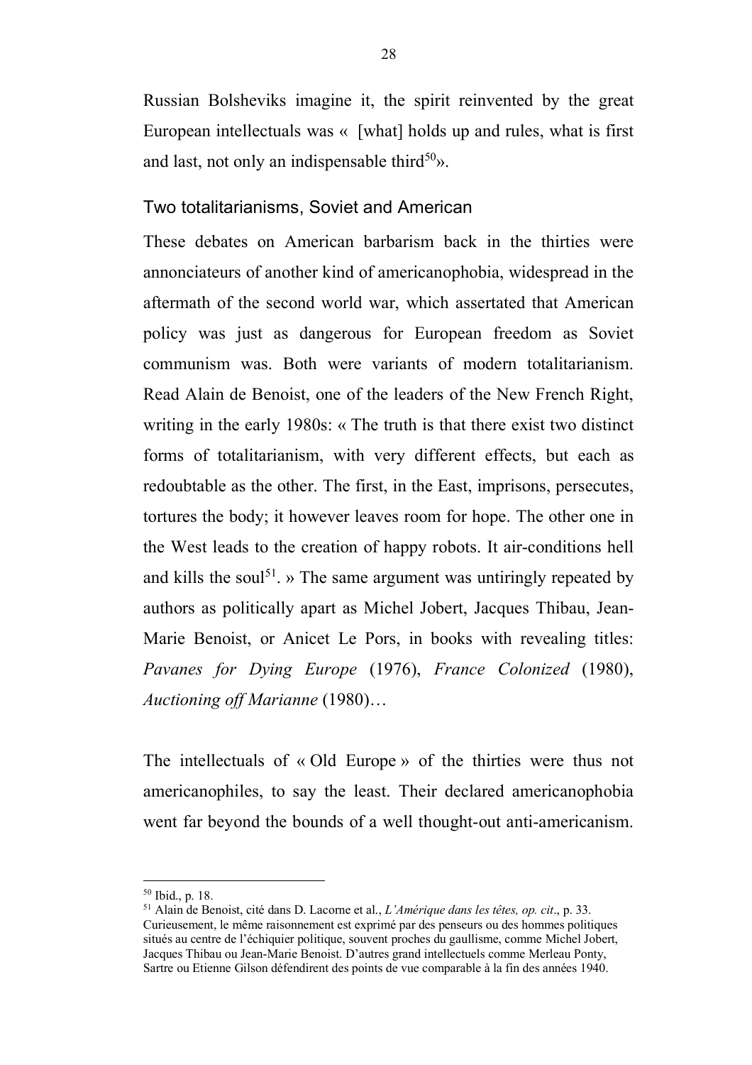Russian Bolsheviks imagine it, the spirit reinvented by the great European intellectuals was «  [what] holds up and rules, what is first and last, not only an indispensable third[50]».

## Two totalitarianisms, Soviet and American

These debates on American barbarism back in the thirties were annonciateurs of another kind of americanophobia, widespread in the aftermath of the second world war, which assertated that American policy was just as dangerous for European freedom as Soviet communism was. Both were variants of modern totalitarianism. Read Alain de Benoist, one of the leaders of the New French Right, writing in the early 1980s: « The truth is that there exist two distinct forms of totalitarianism, with very different effects, but each as redoubtable as the other. The first, in the East, imprisons, persecutes, tortures the body; it however leaves room for hope. The other one in the West leads to the creation of happy robots. It air-conditions hell and kills the soul[51]. » The same argument was untiringly repeated by authors as politically apart as Michel Jobert, Jacques Thibau, Jean-Marie Benoist, or Anicet Le Pors, in books with revealing titles: *Pavanes for Dying Europe* (1976), *France Colonized* (1980), *Auctioning off Marianne* (1980)…

The intellectuals of « Old Europe » of the thirties were thus not americanophiles, to say the least. Their declared americanophobia went far beyond the bounds of a well thought-out anti-americanism.

---

[50] Ibid., p. 18.

[51] Alain de Benoist, cité dans D. Lacorne et al., *L'Amérique dans les têtes, op. cit*., p. 33. Curieusement, le même raisonnement est exprimé par des penseurs ou des hommes politiques situés au centre de l'échiquier politique, souvent proches du gaullisme, comme Michel Jobert, Jacques Thibau ou Jean-Marie Benoist. D'autres grand intellectuels comme Merleau Ponty, Sartre ou Etienne Gilson défendirent des points de vue comparable à la fin des années 1940.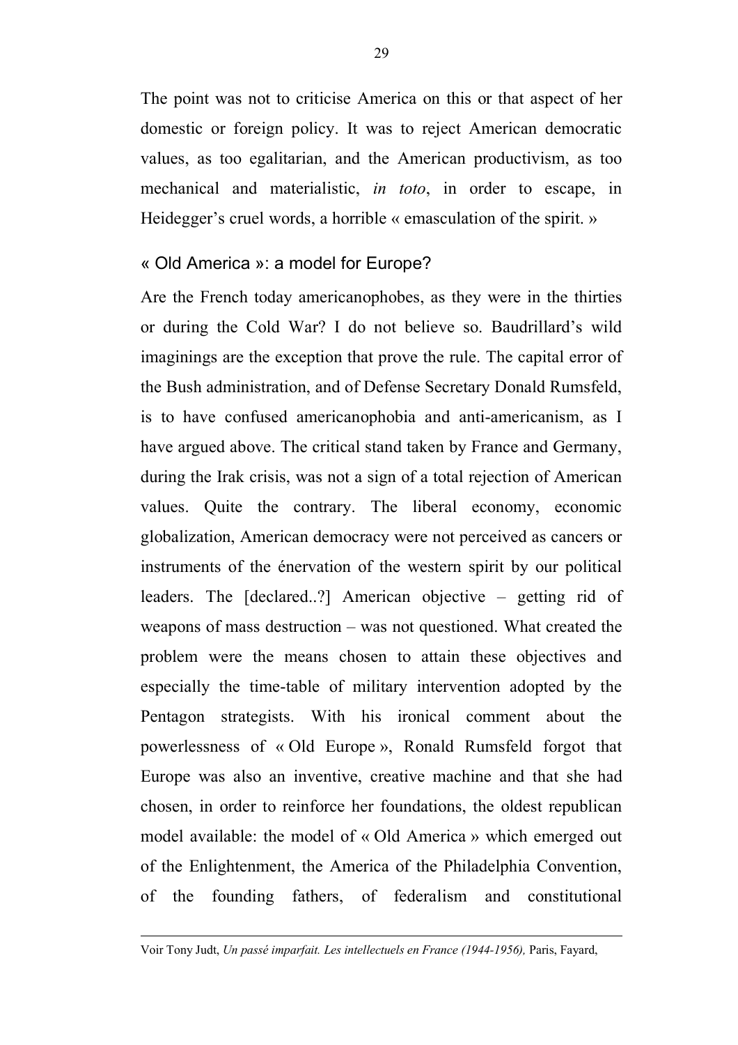The point was not to criticise America on this or that aspect of her domestic or foreign policy. It was to reject American democratic values, as too egalitarian, and the American productivism, as too mechanical and materialistic, *in toto*, in order to escape, in Heidegger's cruel words, a horrible « emasculation of the spirit. »

## « Old America »: a model for Europe?

Are the French today americanophobes, as they were in the thirties or during the Cold War? I do not believe so. Baudrillard's wild imaginings are the exception that prove the rule. The capital error of the Bush administration, and of Defense Secretary Donald Rumsfeld, is to have confused americanophobia and anti-americanism, as I have argued above. The critical stand taken by France and Germany, during the Irak crisis, was not a sign of a total rejection of American values. Quite the contrary. The liberal economy, economic globalization, American democracy were not perceived as cancers or instruments of the énervation of the western spirit by our political leaders. The [declared..?] American objective – getting rid of weapons of mass destruction – was not questioned. What created the problem were the means chosen to attain these objectives and especially the time-table of military intervention adopted by the Pentagon strategists. With his ironical comment about the powerlessness of « Old Europe », Ronald Rumsfeld forgot that Europe was also an inventive, creative machine and that she had chosen, in order to reinforce her foundations, the oldest republican model available: the model of « Old America » which emerged out of the Enlightenment, the America of the Philadelphia Convention, of the founding fathers, of federalism and constitutional

---

Voir Tony Judt, *Un passé imparfait. Les intellectuels en France (1944-1956),* Paris, Fayard,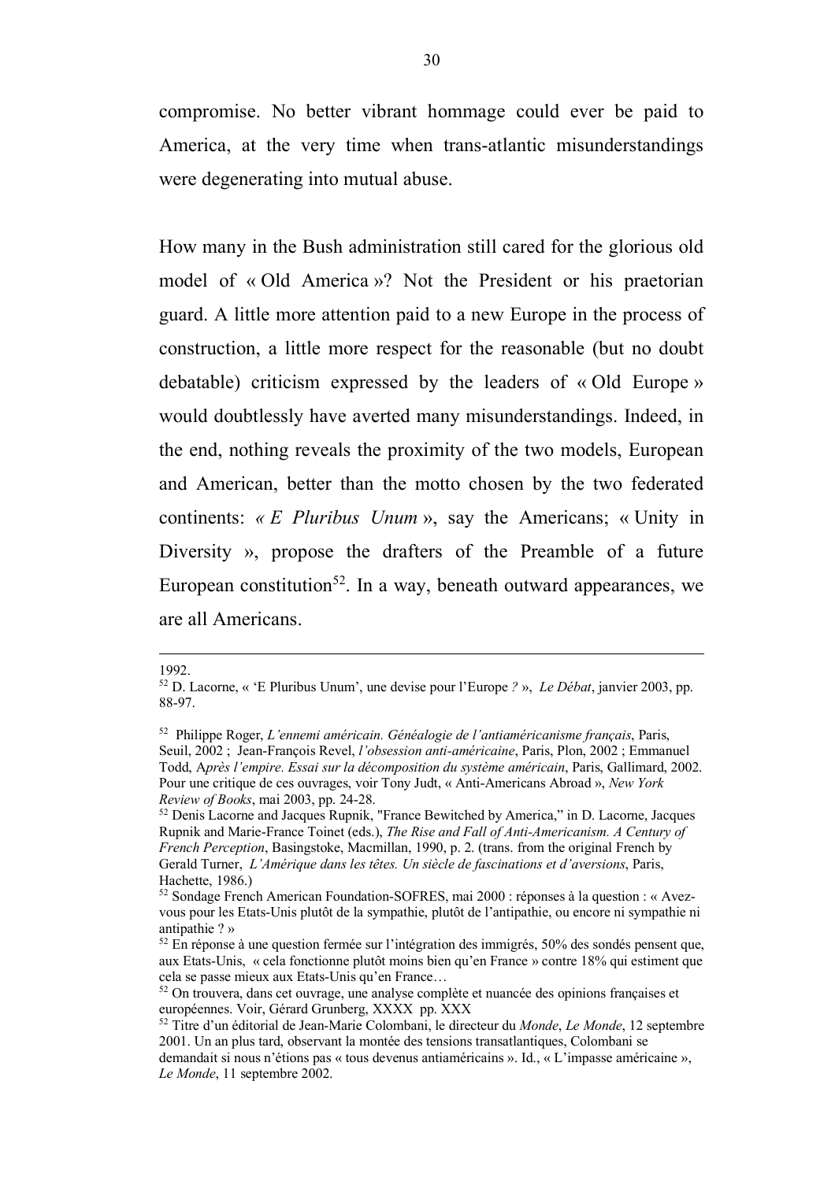compromise. No better vibrant hommage could ever be paid to America, at the very time when trans-atlantic misunderstandings were degenerating into mutual abuse.

How many in the Bush administration still cared for the glorious old model of « Old America »? Not the President or his praetorian guard. A little more attention paid to a new Europe in the process of construction, a little more respect for the reasonable (but no doubt debatable) criticism expressed by the leaders of « Old Europe » would doubtlessly have averted many misunderstandings. Indeed, in the end, nothing reveals the proximity of the two models, European and American, better than the motto chosen by the two federated continents: *« E Pluribus Unum* », say the Americans; « Unity in Diversity », propose the drafters of the Preamble of a future European constitution[52]. In a way, beneath outward appearances, we are all Americans.

---

1992.

[52] D. Lacorne, « 'E Pluribus Unum', une devise pour l'Europe *?* », *Le Débat*, janvier 2003, pp. 88-97.

[52] Philippe Roger, *L'ennemi américain. Généalogie de l'antiaméricanisme français*, Paris, Seuil, 2002 ; Jean-François Revel, *l'obsession anti-américaine*, Paris, Plon, 2002 ; Emmanuel Todd, A*près l'empire. Essai sur la décomposition du système américain*, Paris, Gallimard, 2002. Pour une critique de ces ouvrages, voir Tony Judt, « Anti-Americans Abroad », *New York Review of Books*, mai 2003, pp. 24-28.

[52] Denis Lacorne and Jacques Rupnik, "France Bewitched by America," in D. Lacorne, Jacques Rupnik and Marie-France Toinet (eds.), *The Rise and Fall of Anti-Americanism. A Century of French Perception*, Basingstoke, Macmillan, 1990, p. 2. (trans. from the original French by Gerald Turner, *L'Amérique dans les têtes. Un siècle de fascinations et d'aversions*, Paris, Hachette, 1986.)

[52] Sondage French American Foundation-SOFRES, mai 2000 : réponses à la question : « Avez-vous pour les Etats-Unis plutôt de la sympathie, plutôt de l'antipathie, ou encore ni sympathie ni antipathie ? »

[52] En réponse à une question fermée sur l'intégration des immigrés, 50% des sondés pensent que, aux Etats-Unis, « cela fonctionne plutôt moins bien qu'en France » contre 18% qui estiment que cela se passe mieux aux Etats-Unis qu'en France…

[52] On trouvera, dans cet ouvrage, une analyse complète et nuancée des opinions françaises et européennes. Voir, Gérard Grunberg, XXXX pp. XXX

[52] Titre d'un éditorial de Jean-Marie Colombani, le directeur du *Monde*, *Le Monde*, 12 septembre 2001. Un an plus tard, observant la montée des tensions transatlantiques, Colombani se demandait si nous n'étions pas « tous devenus antiaméricains ». Id., « L'impasse américaine », *Le Monde*, 11 septembre 2002.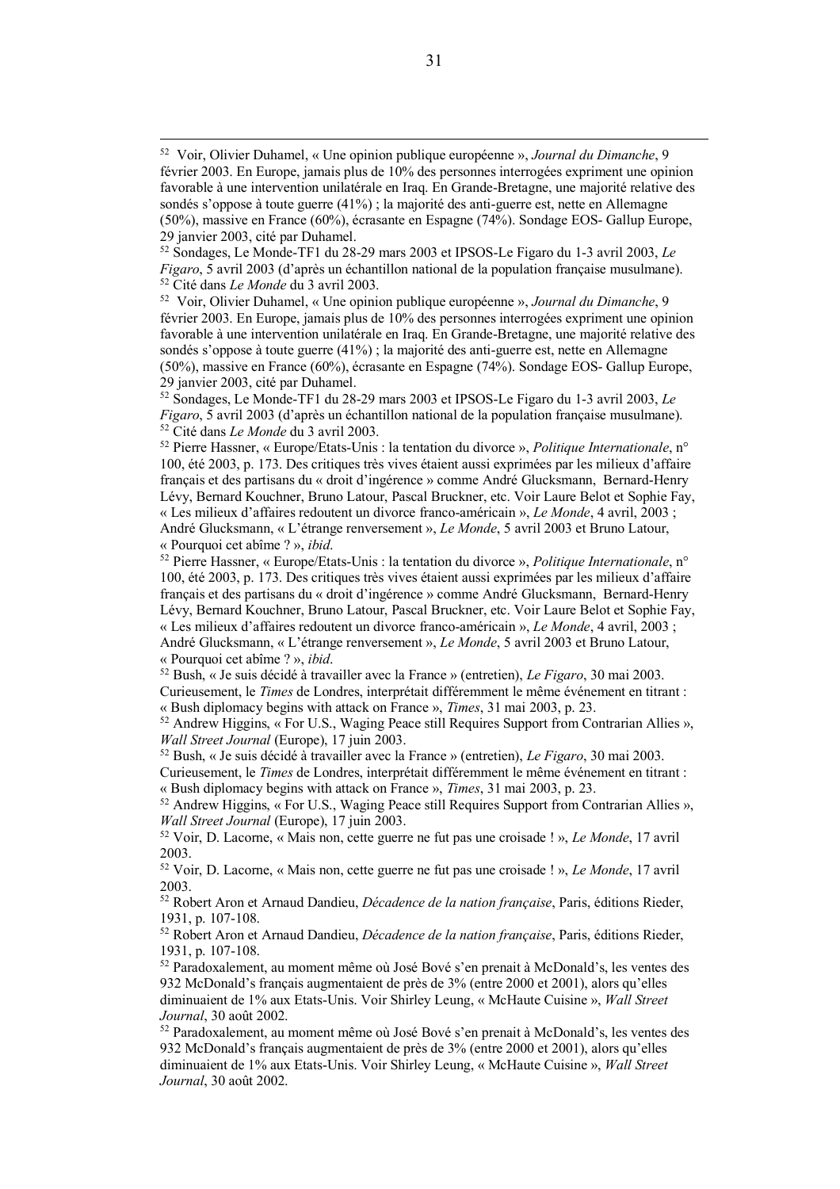[52] Voir, Olivier Duhamel, « Une opinion publique européenne », *Journal du Dimanche*, 9 février 2003. En Europe, jamais plus de 10% des personnes interrogées expriment une opinion favorable à une intervention unilatérale en Iraq. En Grande-Bretagne, une majorité relative des sondés s'oppose à toute guerre (41%) ; la majorité des anti-guerre est, nette en Allemagne (50%), massive en France (60%), écrasante en Espagne (74%). Sondage EOS- Gallup Europe, 29 janvier 2003, cité par Duhamel.

[52] Sondages, Le Monde-TF1 du 28-29 mars 2003 et IPSOS-Le Figaro du 1-3 avril 2003, *Le Figaro*, 5 avril 2003 (d'après un échantillon national de la population française musulmane).

[52] Cité dans *Le Monde* du 3 avril 2003.

[52] Voir, Olivier Duhamel, « Une opinion publique européenne », *Journal du Dimanche*, 9 février 2003. En Europe, jamais plus de 10% des personnes interrogées expriment une opinion favorable à une intervention unilatérale en Iraq. En Grande-Bretagne, une majorité relative des sondés s'oppose à toute guerre (41%) ; la majorité des anti-guerre est, nette en Allemagne (50%), massive en France (60%), écrasante en Espagne (74%). Sondage EOS- Gallup Europe, 29 janvier 2003, cité par Duhamel.

[52] Sondages, Le Monde-TF1 du 28-29 mars 2003 et IPSOS-Le Figaro du 1-3 avril 2003, *Le Figaro*, 5 avril 2003 (d'après un échantillon national de la population française musulmane).

[52] Cité dans *Le Monde* du 3 avril 2003.

[52] Pierre Hassner, « Europe/Etats-Unis : la tentation du divorce », *Politique Internationale*, n° 100, été 2003, p. 173. Des critiques très vives étaient aussi exprimées par les milieux d'affaire français et des partisans du « droit d'ingérence » comme André Glucksmann, Bernard-Henry Lévy, Bernard Kouchner, Bruno Latour, Pascal Bruckner, etc. Voir Laure Belot et Sophie Fay, « Les milieux d'affaires redoutent un divorce franco-américain », *Le Monde*, 4 avril, 2003 ; André Glucksmann, « L'étrange renversement », *Le Monde*, 5 avril 2003 et Bruno Latour, « Pourquoi cet abîme ? », *ibid*.

[52] Pierre Hassner, « Europe/Etats-Unis : la tentation du divorce », *Politique Internationale*, n° 100, été 2003, p. 173. Des critiques très vives étaient aussi exprimées par les milieux d'affaire français et des partisans du « droit d'ingérence » comme André Glucksmann, Bernard-Henry Lévy, Bernard Kouchner, Bruno Latour, Pascal Bruckner, etc. Voir Laure Belot et Sophie Fay, « Les milieux d'affaires redoutent un divorce franco-américain », *Le Monde*, 4 avril, 2003 ; André Glucksmann, « L'étrange renversement », *Le Monde*, 5 avril 2003 et Bruno Latour, « Pourquoi cet abîme ? », *ibid*.

[52] Bush, « Je suis décidé à travailler avec la France » (entretien), *Le Figaro*, 30 mai 2003. Curieusement, le *Times* de Londres, interprétait différemment le même événement en titrant : « Bush diplomacy begins with attack on France », *Times*, 31 mai 2003, p. 23.

[52] Andrew Higgins, « For U.S., Waging Peace still Requires Support from Contrarian Allies », *Wall Street Journal* (Europe), 17 juin 2003.

[52] Bush, « Je suis décidé à travailler avec la France » (entretien), *Le Figaro*, 30 mai 2003. Curieusement, le *Times* de Londres, interprétait différemment le même événement en titrant : « Bush diplomacy begins with attack on France », *Times*, 31 mai 2003, p. 23.

[52] Andrew Higgins, « For U.S., Waging Peace still Requires Support from Contrarian Allies », *Wall Street Journal* (Europe), 17 juin 2003.

[52] Voir, D. Lacorne, « Mais non, cette guerre ne fut pas une croisade ! », *Le Monde*, 17 avril 2003.

[52] Voir, D. Lacorne, « Mais non, cette guerre ne fut pas une croisade ! », *Le Monde*, 17 avril 2003.

[52] Robert Aron et Arnaud Dandieu, *Décadence de la nation française*, Paris, éditions Rieder, 1931, p. 107-108.

[52] Robert Aron et Arnaud Dandieu, *Décadence de la nation française*, Paris, éditions Rieder, 1931, p. 107-108.

[52] Paradoxalement, au moment même où José Bové s'en prenait à McDonald's, les ventes des 932 McDonald's français augmentaient de près de 3% (entre 2000 et 2001), alors qu'elles diminuaient de 1% aux Etats-Unis. Voir Shirley Leung, « McHaute Cuisine », *Wall Street Journal*, 30 août 2002.

[52] Paradoxalement, au moment même où José Bové s'en prenait à McDonald's, les ventes des 932 McDonald's français augmentaient de près de 3% (entre 2000 et 2001), alors qu'elles diminuaient de 1% aux Etats-Unis. Voir Shirley Leung, « McHaute Cuisine », *Wall Street Journal*, 30 août 2002.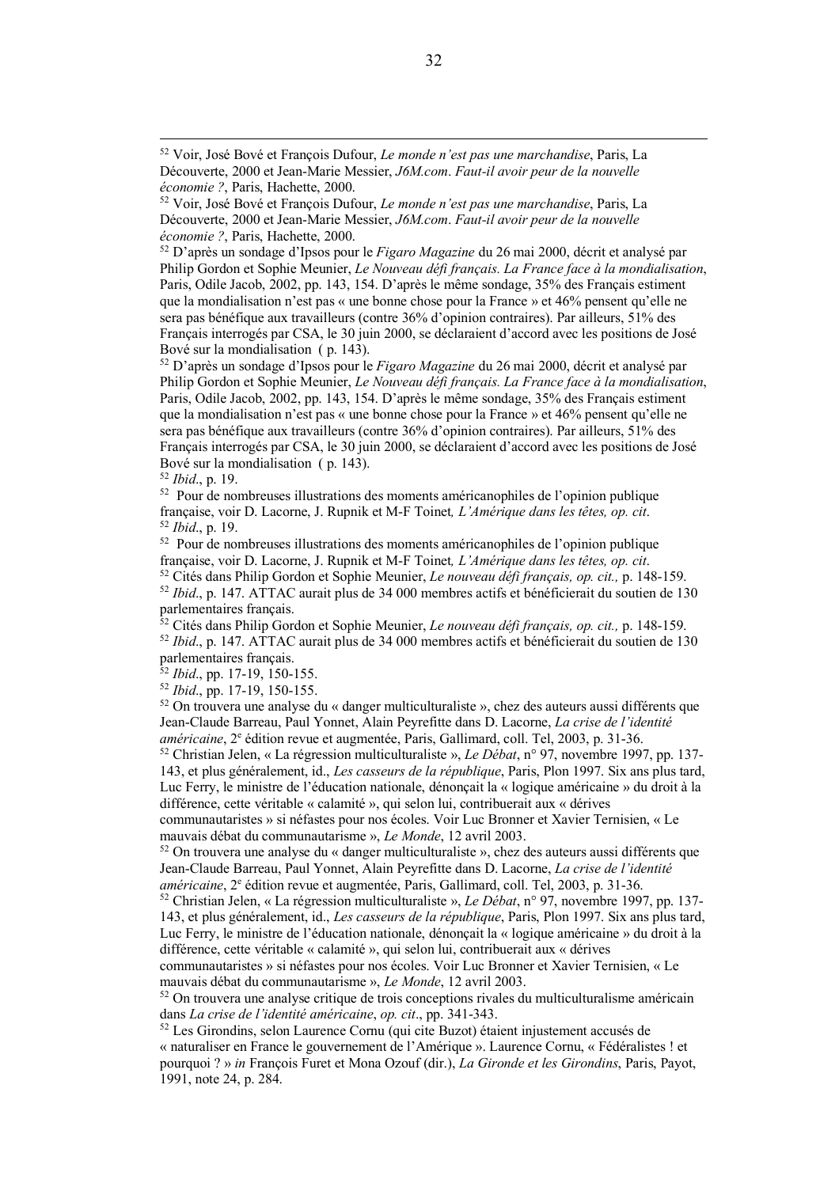[52] Voir, José Bové et François Dufour, *Le monde n'est pas une marchandise*, Paris, La Découverte, 2000 et Jean-Marie Messier, *J6M.com*. *Faut-il avoir peur de la nouvelle économie ?*, Paris, Hachette, 2000.

[52] Voir, José Bové et François Dufour, *Le monde n'est pas une marchandise*, Paris, La Découverte, 2000 et Jean-Marie Messier, *J6M.com*. *Faut-il avoir peur de la nouvelle économie ?*, Paris, Hachette, 2000.

[52] D'après un sondage d'Ipsos pour le *Figaro Magazine* du 26 mai 2000, décrit et analysé par Philip Gordon et Sophie Meunier, *Le Nouveau défi français. La France face à la mondialisation*, Paris, Odile Jacob, 2002, pp. 143, 154. D'après le même sondage, 35% des Français estiment que la mondialisation n'est pas « une bonne chose pour la France » et 46% pensent qu'elle ne sera pas bénéfique aux travailleurs (contre 36% d'opinion contraires). Par ailleurs, 51% des Français interrogés par CSA, le 30 juin 2000, se déclaraient d'accord avec les positions de José Bové sur la mondialisation ( p. 143).

[52] D'après un sondage d'Ipsos pour le *Figaro Magazine* du 26 mai 2000, décrit et analysé par Philip Gordon et Sophie Meunier, *Le Nouveau défi français. La France face à la mondialisation*, Paris, Odile Jacob, 2002, pp. 143, 154. D'après le même sondage, 35% des Français estiment que la mondialisation n'est pas « une bonne chose pour la France » et 46% pensent qu'elle ne sera pas bénéfique aux travailleurs (contre 36% d'opinion contraires). Par ailleurs, 51% des Français interrogés par CSA, le 30 juin 2000, se déclaraient d'accord avec les positions de José Bové sur la mondialisation ( p. 143).

[52] *Ibid*., p. 19.

[52] Pour de nombreuses illustrations des moments américanophiles de l'opinion publique française, voir D. Lacorne, J. Rupnik et M-F Toinet*, L'Amérique dans les têtes, op. cit*.

[52] *Ibid*., p. 19.

[52] Pour de nombreuses illustrations des moments américanophiles de l'opinion publique française, voir D. Lacorne, J. Rupnik et M-F Toinet*, L'Amérique dans les têtes, op. cit*.

[52] Cités dans Philip Gordon et Sophie Meunier, *Le nouveau défi français, op. cit.,* p. 148-159.

[52] *Ibid*., p. 147. ATTAC aurait plus de 34 000 membres actifs et bénéficierait du soutien de 130 parlementaires français.

[52] Cités dans Philip Gordon et Sophie Meunier, *Le nouveau défi français, op. cit.,* p. 148-159.

[52] *Ibid*., p. 147. ATTAC aurait plus de 34 000 membres actifs et bénéficierait du soutien de 130 parlementaires français.

[52] *Ibid*., pp. 17-19, 150-155.

[52] *Ibid*., pp. 17-19, 150-155.

[52] On trouvera une analyse du « danger multiculturaliste », chez des auteurs aussi différents que Jean-Claude Barreau, Paul Yonnet, Alain Peyrefitte dans D. Lacorne, *La crise de l'identité américaine*, 2e édition revue et augmentée, Paris, Gallimard, coll. Tel, 2003, p. 31-36.

[52] Christian Jelen, « La régression multiculturaliste », *Le Débat*, n° 97, novembre 1997, pp. 137-143, et plus généralement, id., *Les casseurs de la république*, Paris, Plon 1997. Six ans plus tard, Luc Ferry, le ministre de l'éducation nationale, dénonçait la « logique américaine » du droit à la différence, cette véritable « calamité », qui selon lui, contribuerait aux « dérives communautaristes » si néfastes pour nos écoles. Voir Luc Bronner et Xavier Ternisien, « Le mauvais débat du communautarisme », *Le Monde*, 12 avril 2003.

[52] On trouvera une analyse du « danger multiculturaliste », chez des auteurs aussi différents que Jean-Claude Barreau, Paul Yonnet, Alain Peyrefitte dans D. Lacorne, *La crise de l'identité américaine*, 2e édition revue et augmentée, Paris, Gallimard, coll. Tel, 2003, p. 31-36.

[52] Christian Jelen, « La régression multiculturaliste », *Le Débat*, n° 97, novembre 1997, pp. 137-143, et plus généralement, id., *Les casseurs de la république*, Paris, Plon 1997. Six ans plus tard, Luc Ferry, le ministre de l'éducation nationale, dénonçait la « logique américaine » du droit à la différence, cette véritable « calamité », qui selon lui, contribuerait aux « dérives communautaristes » si néfastes pour nos écoles. Voir Luc Bronner et Xavier Ternisien, « Le mauvais débat du communautarisme », *Le Monde*, 12 avril 2003.

[52] On trouvera une analyse critique de trois conceptions rivales du multiculturalisme américain dans *La crise de l'identité américaine*, *op. cit*., pp. 341-343.

[52] Les Girondins, selon Laurence Cornu (qui cite Buzot) étaient injustement accusés de « naturaliser en France le gouvernement de l'Amérique ». Laurence Cornu, « Fédéralistes ! et pourquoi ? » *in* François Furet et Mona Ozouf (dir.), *La Gironde et les Girondins*, Paris, Payot, 1991, note 24, p. 284.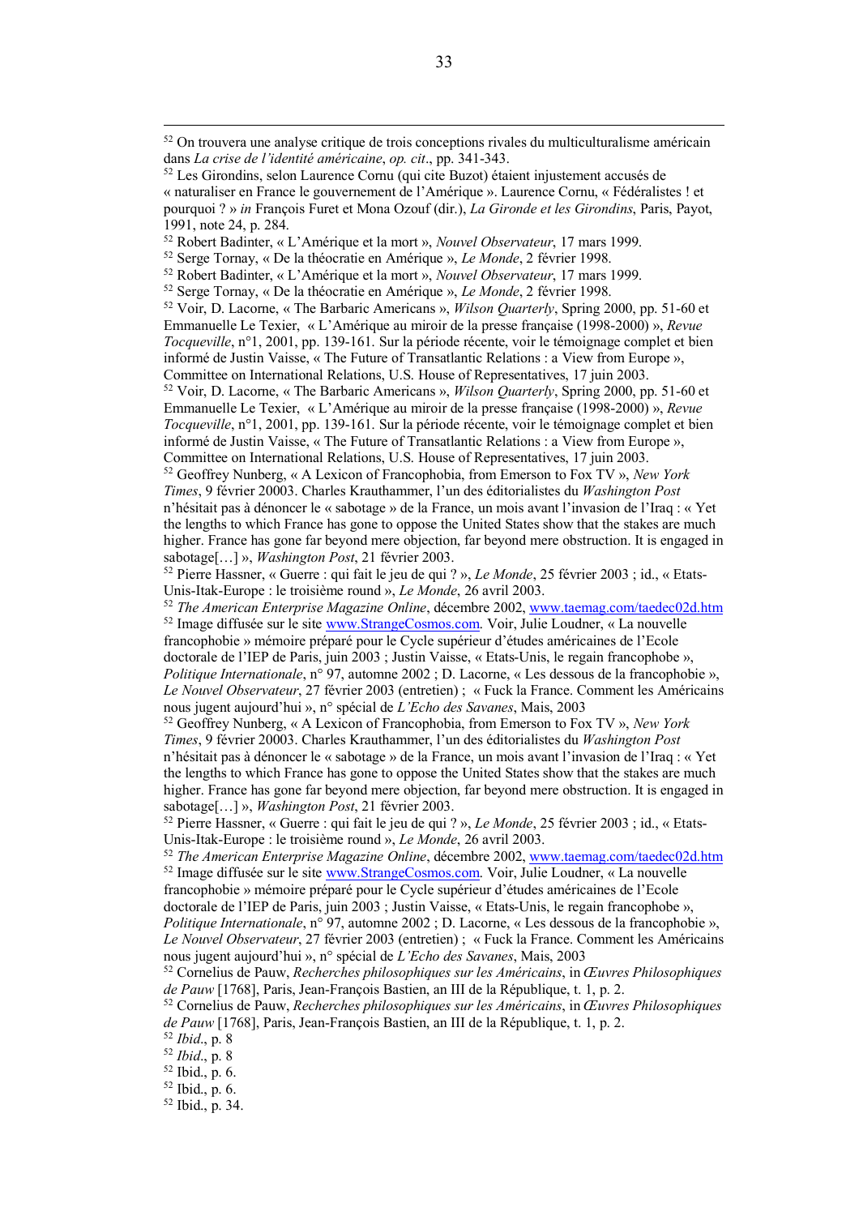[52] On trouvera une analyse critique de trois conceptions rivales du multiculturalisme américain dans *La crise de l'identité américaine*, *op. cit*., pp. 341-343.

[52] Les Girondins, selon Laurence Cornu (qui cite Buzot) étaient injustement accusés de « naturaliser en France le gouvernement de l'Amérique ». Laurence Cornu, « Fédéralistes ! et pourquoi ? » *in* François Furet et Mona Ozouf (dir.), *La Gironde et les Girondins*, Paris, Payot, 1991, note 24, p. 284.

[52] Robert Badinter, « L'Amérique et la mort », *Nouvel Observateur*, 17 mars 1999.

[52] Serge Tornay, « De la théocratie en Amérique », *Le Monde*, 2 février 1998.

[52] Robert Badinter, « L'Amérique et la mort », *Nouvel Observateur*, 17 mars 1999.

[52] Serge Tornay, « De la théocratie en Amérique », *Le Monde*, 2 février 1998.

[52] Voir, D. Lacorne, « The Barbaric Americans », *Wilson Quarterly*, Spring 2000, pp. 51-60 et Emmanuelle Le Texier, « L'Amérique au miroir de la presse française (1998-2000) », *Revue Tocqueville*, n°1, 2001, pp. 139-161. Sur la période récente, voir le témoignage complet et bien informé de Justin Vaisse, « The Future of Transatlantic Relations : a View from Europe », Committee on International Relations, U.S. House of Representatives, 17 juin 2003.

[52] Voir, D. Lacorne, « The Barbaric Americans », *Wilson Quarterly*, Spring 2000, pp. 51-60 et Emmanuelle Le Texier, « L'Amérique au miroir de la presse française (1998-2000) », *Revue Tocqueville*, n°1, 2001, pp. 139-161. Sur la période récente, voir le témoignage complet et bien informé de Justin Vaisse, « The Future of Transatlantic Relations : a View from Europe », Committee on International Relations, U.S. House of Representatives, 17 juin 2003.

[52] Geoffrey Nunberg, « A Lexicon of Francophobia, from Emerson to Fox TV », *New York Times*, 9 février 20003. Charles Krauthammer, l'un des éditorialistes du *Washington Post* n'hésitait pas à dénoncer le « sabotage » de la France, un mois avant l'invasion de l'Iraq : « Yet the lengths to which France has gone to oppose the United States show that the stakes are much higher. France has gone far beyond mere objection, far beyond mere obstruction. It is engaged in sabotage[…] », *Washington Post*, 21 février 2003.

[52] Pierre Hassner, « Guerre : qui fait le jeu de qui ? », *Le Monde*, 25 février 2003 ; id., « Etats-Unis-Itak-Europe : le troisième round », *Le Monde*, 26 avril 2003.

[52] *The American Enterprise Magazine Online*, décembre 2002, www.taemag.com/taedec02d.htm

[52] Image diffusée sur le site www.StrangeCosmos.com. Voir, Julie Loudner, « La nouvelle francophobie » mémoire préparé pour le Cycle supérieur d'études américaines de l'Ecole doctorale de l'IEP de Paris, juin 2003 ; Justin Vaisse, « Etats-Unis, le regain francophobe », *Politique Internationale*, n° 97, automne 2002 ; D. Lacorne, « Les dessous de la francophobie », *Le Nouvel Observateur*, 27 février 2003 (entretien) ; « Fuck la France. Comment les Américains nous jugent aujourd'hui », n° spécial de *L'Echo des Savanes*, Mais, 2003

[52] Geoffrey Nunberg, « A Lexicon of Francophobia, from Emerson to Fox TV », *New York Times*, 9 février 20003. Charles Krauthammer, l'un des éditorialistes du *Washington Post* n'hésitait pas à dénoncer le « sabotage » de la France, un mois avant l'invasion de l'Iraq : « Yet the lengths to which France has gone to oppose the United States show that the stakes are much higher. France has gone far beyond mere objection, far beyond mere obstruction. It is engaged in sabotage[…] », *Washington Post*, 21 février 2003.

[52] Pierre Hassner, « Guerre : qui fait le jeu de qui ? », *Le Monde*, 25 février 2003 ; id., « Etats-Unis-Itak-Europe : le troisième round », *Le Monde*, 26 avril 2003.

[52] *The American Enterprise Magazine Online*, décembre 2002, www.taemag.com/taedec02d.htm

[52] Image diffusée sur le site www.StrangeCosmos.com. Voir, Julie Loudner, « La nouvelle francophobie » mémoire préparé pour le Cycle supérieur d'études américaines de l'Ecole doctorale de l'IEP de Paris, juin 2003 ; Justin Vaisse, « Etats-Unis, le regain francophobe », *Politique Internationale*, n° 97, automne 2002 ; D. Lacorne, « Les dessous de la francophobie », *Le Nouvel Observateur*, 27 février 2003 (entretien) ; « Fuck la France. Comment les Américains nous jugent aujourd'hui », n° spécial de *L'Echo des Savanes*, Mais, 2003

[52] Cornelius de Pauw, *Recherches philosophiques sur les Américains*, in *Œuvres Philosophiques de Pauw* [1768], Paris, Jean-François Bastien, an III de la République, t. 1, p. 2.

[52] Cornelius de Pauw, *Recherches philosophiques sur les Américains*, in *Œuvres Philosophiques de Pauw* [1768], Paris, Jean-François Bastien, an III de la République, t. 1, p. 2.

[52] *Ibid*., p. 8

[52] *Ibid*., p. 8

[52] Ibid., p. 6.

[52] Ibid., p. 6.

[52] Ibid., p. 34.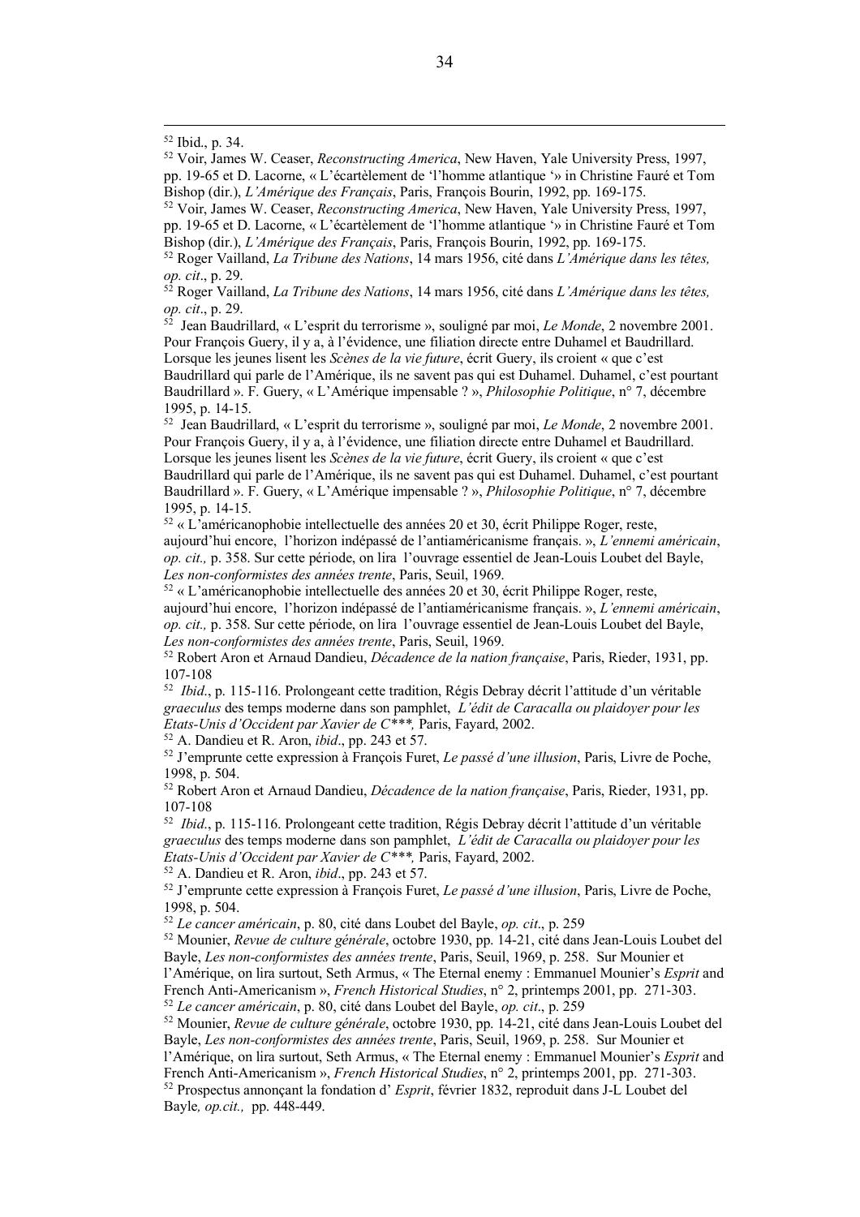[52] Ibid., p. 34.

[52] Voir, James W. Ceaser, *Reconstructing America*, New Haven, Yale University Press, 1997, pp. 19-65 et D. Lacorne, « L'écartèlement de 'l'homme atlantique '» in Christine Fauré et Tom Bishop (dir.), *L'Amérique des Français*, Paris, François Bourin, 1992, pp. 169-175.

[52] Voir, James W. Ceaser, *Reconstructing America*, New Haven, Yale University Press, 1997, pp. 19-65 et D. Lacorne, « L'écartèlement de 'l'homme atlantique '» in Christine Fauré et Tom Bishop (dir.), *L'Amérique des Français*, Paris, François Bourin, 1992, pp. 169-175.

[52] Roger Vailland, *La Tribune des Nations*, 14 mars 1956, cité dans *L'Amérique dans les têtes, op. cit*., p. 29.

[52] Roger Vailland, *La Tribune des Nations*, 14 mars 1956, cité dans *L'Amérique dans les têtes, op. cit*., p. 29.

[52] Jean Baudrillard, « L'esprit du terrorisme », souligné par moi, *Le Monde*, 2 novembre 2001. Pour François Guery, il y a, à l'évidence, une filiation directe entre Duhamel et Baudrillard. Lorsque les jeunes lisent les *Scènes de la vie future*, écrit Guery, ils croient « que c'est Baudrillard qui parle de l'Amérique, ils ne savent pas qui est Duhamel. Duhamel, c'est pourtant Baudrillard ». F. Guery, « L'Amérique impensable ? », *Philosophie Politique*, n° 7, décembre 1995, p. 14-15.

[52] Jean Baudrillard, « L'esprit du terrorisme », souligné par moi, *Le Monde*, 2 novembre 2001. Pour François Guery, il y a, à l'évidence, une filiation directe entre Duhamel et Baudrillard. Lorsque les jeunes lisent les *Scènes de la vie future*, écrit Guery, ils croient « que c'est Baudrillard qui parle de l'Amérique, ils ne savent pas qui est Duhamel. Duhamel, c'est pourtant Baudrillard ». F. Guery, « L'Amérique impensable ? », *Philosophie Politique*, n° 7, décembre 1995, p. 14-15.

[52] « L'américanophobie intellectuelle des années 20 et 30, écrit Philippe Roger, reste, aujourd'hui encore, l'horizon indépassé de l'antiaméricanisme français. », *L'ennemi américain*, *op. cit.,* p. 358. Sur cette période, on lira l'ouvrage essentiel de Jean-Louis Loubet del Bayle, *Les non-conformistes des années trente*, Paris, Seuil, 1969.

[52] « L'américanophobie intellectuelle des années 20 et 30, écrit Philippe Roger, reste, aujourd'hui encore, l'horizon indépassé de l'antiaméricanisme français. », *L'ennemi américain*, *op. cit.,* p. 358. Sur cette période, on lira l'ouvrage essentiel de Jean-Louis Loubet del Bayle, *Les non-conformistes des années trente*, Paris, Seuil, 1969.

[52] Robert Aron et Arnaud Dandieu, *Décadence de la nation française*, Paris, Rieder, 1931, pp. 107-108

[52] *Ibid*., p. 115-116. Prolongeant cette tradition, Régis Debray décrit l'attitude d'un véritable *graeculus* des temps moderne dans son pamphlet, *L'édit de Caracalla ou plaidoyer pour les Etats-Unis d'Occident par Xavier de C\*\*\*,* Paris, Fayard, 2002.

[52] A. Dandieu et R. Aron, *ibid*., pp. 243 et 57.

[52] J'emprunte cette expression à François Furet, *Le passé d'une illusion*, Paris, Livre de Poche, 1998, p. 504.

[52] Robert Aron et Arnaud Dandieu, *Décadence de la nation française*, Paris, Rieder, 1931, pp. 107-108

[52] *Ibid*., p. 115-116. Prolongeant cette tradition, Régis Debray décrit l'attitude d'un véritable *graeculus* des temps moderne dans son pamphlet, *L'édit de Caracalla ou plaidoyer pour les Etats-Unis d'Occident par Xavier de C\*\*\*,* Paris, Fayard, 2002.

[52] A. Dandieu et R. Aron, *ibid*., pp. 243 et 57.

[52] J'emprunte cette expression à François Furet, *Le passé d'une illusion*, Paris, Livre de Poche, 1998, p. 504.

[52] *Le cancer américain*, p. 80, cité dans Loubet del Bayle, *op. cit*., p. 259

[52] Mounier, *Revue de culture générale*, octobre 1930, pp. 14-21, cité dans Jean-Louis Loubet del Bayle, *Les non-conformistes des années trente*, Paris, Seuil, 1969, p. 258. Sur Mounier et l'Amérique, on lira surtout, Seth Armus, « The Eternal enemy : Emmanuel Mounier's *Esprit* and French Anti-Americanism », *French Historical Studies*, n° 2, printemps 2001, pp. 271-303.

[52] *Le cancer américain*, p. 80, cité dans Loubet del Bayle, *op. cit*., p. 259

[52] Mounier, *Revue de culture générale*, octobre 1930, pp. 14-21, cité dans Jean-Louis Loubet del Bayle, *Les non-conformistes des années trente*, Paris, Seuil, 1969, p. 258. Sur Mounier et l'Amérique, on lira surtout, Seth Armus, « The Eternal enemy : Emmanuel Mounier's *Esprit* and French Anti-Americanism », *French Historical Studies*, n° 2, printemps 2001, pp. 271-303.

[52] Prospectus annonçant la fondation d' *Esprit*, février 1832, reproduit dans J-L Loubet del Bayle*, op.cit.,* pp. 448-449.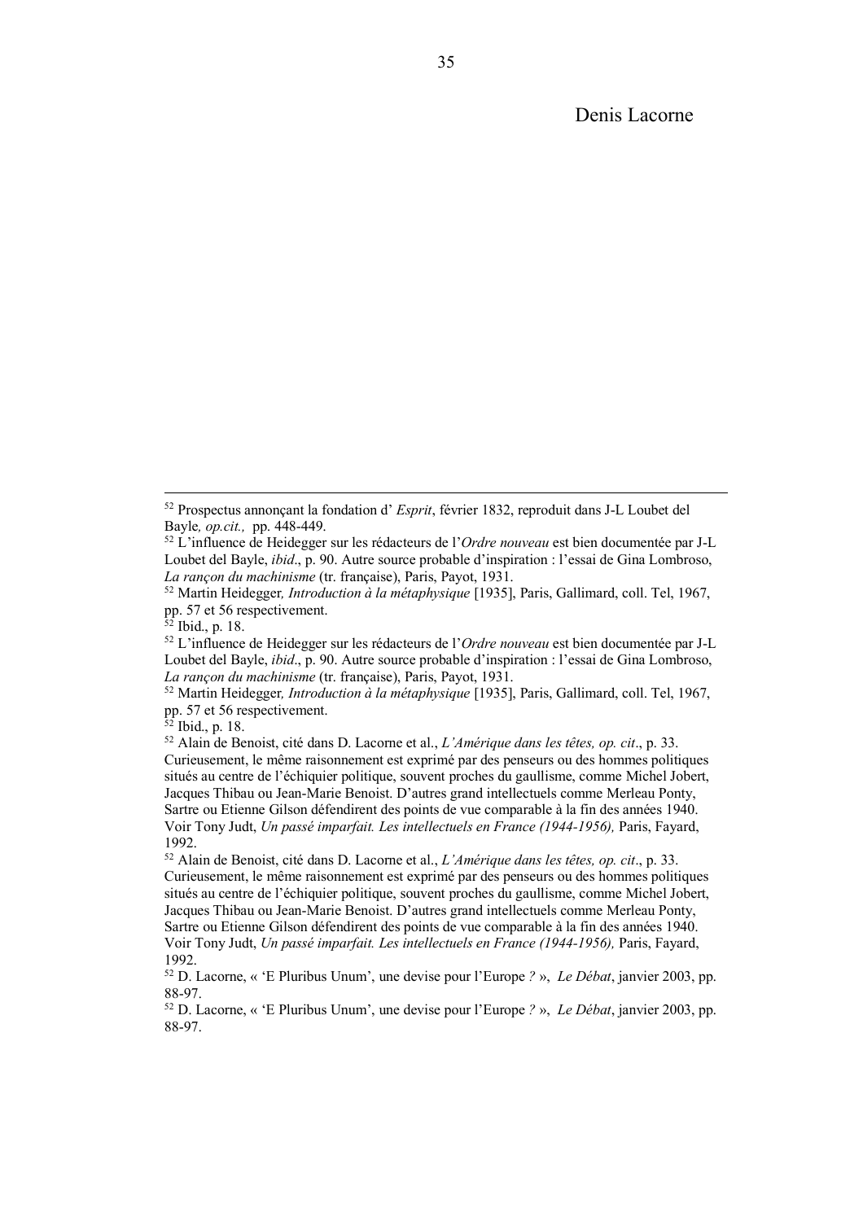---

[52] Prospectus annonçant la fondation d' *Esprit*, février 1832, reproduit dans J-L Loubet del Bayle*, op.cit.,* pp. 448-449.

[52] L'influence de Heidegger sur les rédacteurs de l'*Ordre nouveau* est bien documentée par J-L Loubet del Bayle, *ibid*., p. 90. Autre source probable d'inspiration : l'essai de Gina Lombroso, *La rançon du machinisme* (tr. française), Paris, Payot, 1931.

[52] Martin Heidegger*, Introduction à la métaphysique* [1935], Paris, Gallimard, coll. Tel, 1967, pp. 57 et 56 respectivement.

[52] Ibid., p. 18.

[52] L'influence de Heidegger sur les rédacteurs de l'*Ordre nouveau* est bien documentée par J-L Loubet del Bayle, *ibid*., p. 90. Autre source probable d'inspiration : l'essai de Gina Lombroso, *La rançon du machinisme* (tr. française), Paris, Payot, 1931.

[52] Martin Heidegger*, Introduction à la métaphysique* [1935], Paris, Gallimard, coll. Tel, 1967, pp. 57 et 56 respectivement.

[52] Ibid., p. 18.

[52] Alain de Benoist, cité dans D. Lacorne et al., *L'Amérique dans les têtes, op. cit*., p. 33. Curieusement, le même raisonnement est exprimé par des penseurs ou des hommes politiques situés au centre de l'échiquier politique, souvent proches du gaullisme, comme Michel Jobert, Jacques Thibau ou Jean-Marie Benoist. D'autres grand intellectuels comme Merleau Ponty, Sartre ou Etienne Gilson défendirent des points de vue comparable à la fin des années 1940. Voir Tony Judt, *Un passé imparfait. Les intellectuels en France (1944-1956),* Paris, Fayard, 1992.

[52] Alain de Benoist, cité dans D. Lacorne et al., *L'Amérique dans les têtes, op. cit*., p. 33. Curieusement, le même raisonnement est exprimé par des penseurs ou des hommes politiques situés au centre de l'échiquier politique, souvent proches du gaullisme, comme Michel Jobert, Jacques Thibau ou Jean-Marie Benoist. D'autres grand intellectuels comme Merleau Ponty, Sartre ou Etienne Gilson défendirent des points de vue comparable à la fin des années 1940. Voir Tony Judt, *Un passé imparfait. Les intellectuels en France (1944-1956),* Paris, Fayard, 1992.

[52] D. Lacorne, « 'E Pluribus Unum', une devise pour l'Europe *?* », *Le Débat*, janvier 2003, pp. 88-97.

[52] D. Lacorne, « 'E Pluribus Unum', une devise pour l'Europe *?* », *Le Débat*, janvier 2003, pp. 88-97.